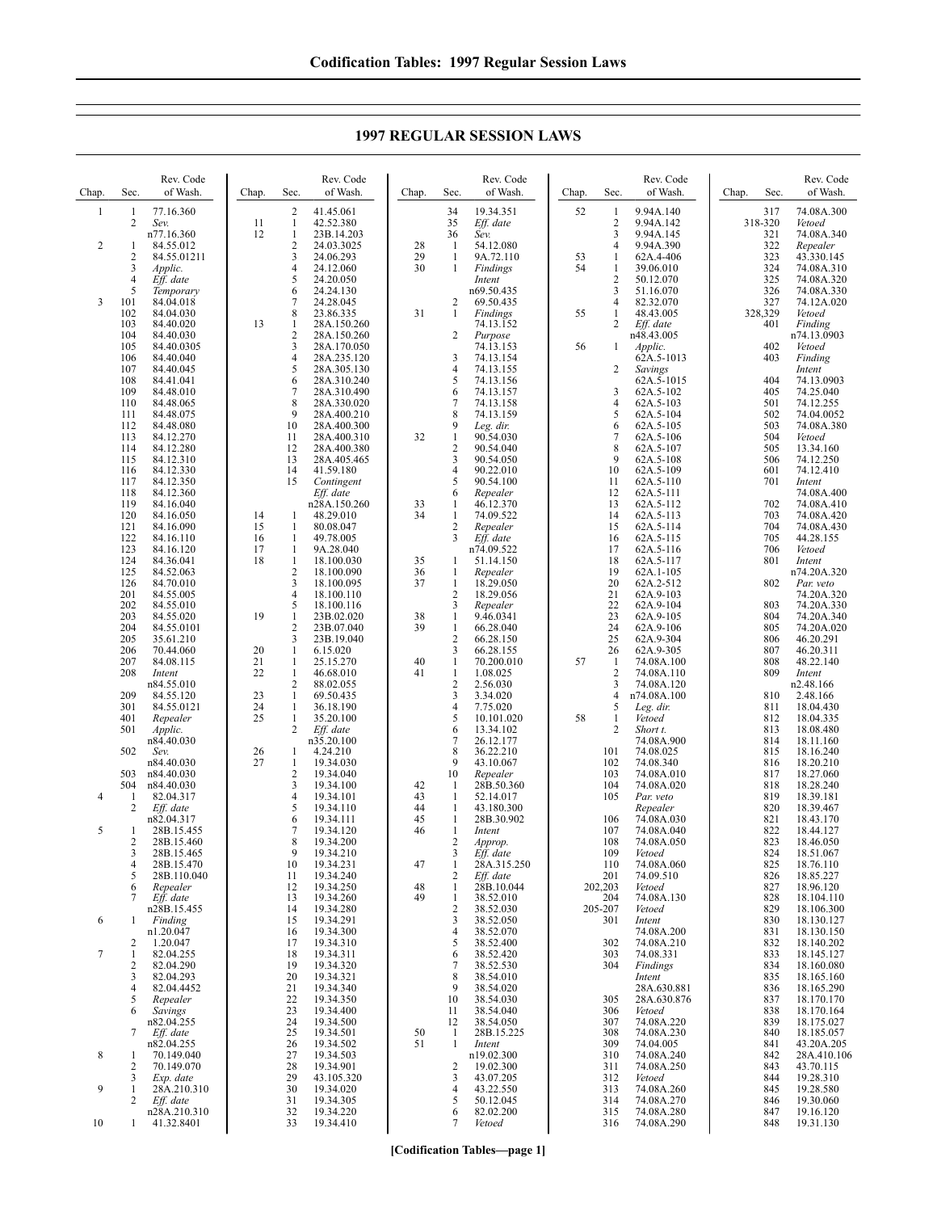# 1997 REGULAR SESSION LAWS

| Chap. | Sec. | Rev. Code of Wash. |
|---|---|---|
| 1 | 1 | 77.16.360 |
| | 2 | *Sev.* n77.16.360 |
| 2 | 1 | 84.55.012 |
| | 2 | 84.55.01211 |
| | 3 | *Applic.* |
| | 4 | *Eff. date* |
| | 5 | *Temporary* |
| 3 | 101 | 84.04.018 |
| | 102 | 84.04.030 |
| | 103 | 84.40.020 |
| | 104 | 84.40.030 |
| | 105 | 84.40.0305 |
| | 106 | 84.40.040 |
| | 107 | 84.40.045 |
| | 108 | 84.41.041 |
| | 109 | 84.48.010 |
| | 110 | 84.48.065 |
| | 111 | 84.48.075 |
| | 112 | 84.48.080 |
| | 113 | 84.12.270 |
| | 114 | 84.12.280 |
| | 115 | 84.12.310 |
| | 116 | 84.12.330 |
| | 117 | 84.12.350 |
| | 118 | 84.12.360 |
| | 119 | 84.16.040 |
| | 120 | 84.16.050 |
| | 121 | 84.16.090 |
| | 122 | 84.16.110 |
| | 123 | 84.16.120 |
| | 124 | 84.36.041 |
| | 125 | 84.52.063 |
| | 126 | 84.70.010 |
| | 201 | 84.55.005 |
| | 202 | 84.55.010 |
| | 203 | 84.55.020 |
| | 204 | 84.55.0101 |
| | 205 | 35.61.210 |
| | 206 | 70.44.060 |
| | 207 | 84.08.115 |
| | 208 | *Intent* n84.55.010 |
| | 209 | 84.55.120 |
| | 301 | 84.55.0121 |
| | 401 | *Repealer* |
| | 501 | *Applic.* n84.40.030 |
| | 502 | *Sev.* n84.40.030 |
| | 503 | n84.40.030 |
| | 504 | n84.40.030 |
| 4 | 1 | 82.04.317 |
| | 2 | *Eff. date* n82.04.317 |
| 5 | 1 | 28B.15.455 |
| | 2 | 28B.15.460 |
| | 3 | 28B.15.465 |
| | 4 | 28B.15.470 |
| | 5 | 28B.110.040 |
| | 6 | *Repealer* |
| | 7 | *Eff. date* n28B.15.455 |
| 6 | 1 | *Finding* n1.20.047 |
| | 2 | 1.20.047 |
| 7 | 1 | 82.04.255 |
| | 2 | 82.04.290 |
| | 3 | 82.04.293 |
| | 4 | 82.04.4452 |
| | 5 | *Repealer* |
| | 6 | *Savings* n82.04.255 |
| | 7 | *Eff. date* n82.04.255 |
| 8 | 1 | 70.149.040 |
| | 2 | 70.149.070 |
| | 3 | *Exp. date* |
| 9 | 1 | 28A.210.310 |
| | 2 | *Eff. date* n28A.210.310 |
| 10 | 1 | 41.32.8401 |
| | 2 | 41.45.061 |
| 11 | 1 | 42.52.380 |
| 12 | 1 | 23B.14.203 |
| | 2 | 24.03.3025 |
| | 3 | 24.06.293 |
| | 4 | 24.12.060 |
| | 5 | 24.20.050 |
| | 6 | 24.24.130 |
| | 7 | 24.28.045 |
| | 8 | 23.86.335 |
| 13 | 1 | 28A.150.260 |
| | 2 | 28A.150.260 |
| | 3 | 28A.170.050 |
| | 4 | 28A.235.120 |
| | 5 | 28A.305.130 |
| | 6 | 28A.310.240 |
| | 7 | 28A.310.490 |
| | 8 | 28A.330.020 |
| | 9 | 28A.400.210 |
| | 10 | 28A.400.300 |
| | 11 | 28A.400.310 |
| | 12 | 28A.400.380 |
| | 13 | 28A.405.465 |
| | 14 | 41.59.180 |
| | 15 | *Contingent Eff. date* n28A.150.260 |
| 14 | 1 | 48.29.010 |
| 15 | 1 | 80.08.047 |
| 16 | 1 | 49.78.005 |
| 17 | 1 | 9A.28.040 |
| 18 | 1 | 18.100.030 |
| | 2 | 18.100.090 |
| | 3 | 18.100.095 |
| | 4 | 18.100.110 |
| | 5 | 18.100.116 |
| 19 | 1 | 23B.02.020 |
| | 2 | 23B.07.040 |
| | 3 | 23B.19.040 |
| 20 | 1 | 6.15.020 |
| 21 | 1 | 25.15.270 |
| 22 | 1 | 46.68.010 |
| | 2 | 88.02.055 |
| 23 | 1 | 69.50.435 |
| 24 | 1 | 36.18.190 |
| 25 | 1 | 35.20.100 |
| | 2 | *Eff. date* n35.20.100 |
| 26 | 1 | 4.24.210 |
| 27 | 1 | 19.34.030 |
| | 2 | 19.34.040 |
| | 3 | 19.34.100 |
| | 4 | 19.34.101 |
| | 5 | 19.34.110 |
| | 6 | 19.34.111 |
| | 7 | 19.34.120 |
| | 8 | 19.34.200 |
| | 9 | 19.34.210 |
| | 10 | 19.34.231 |
| | 11 | 19.34.240 |
| | 12 | 19.34.250 |
| | 13 | 19.34.260 |
| | 14 | 19.34.280 |
| | 15 | 19.34.291 |
| | 16 | 19.34.300 |
| | 17 | 19.34.310 |
| | 18 | 19.34.311 |
| | 19 | 19.34.320 |
| | 20 | 19.34.321 |
| | 21 | 19.34.340 |
| | 22 | 19.34.350 |
| | 23 | 19.34.400 |
| | 24 | 19.34.500 |
| | 25 | 19.34.501 |
| | 26 | 19.34.502 |
| | 27 | 19.34.503 |
| | 28 | 19.34.901 |
| | 29 | 43.105.320 |
| | 30 | 19.34.020 |
| | 31 | 19.34.305 |
| | 32 | 19.34.220 |
| | 33 | 19.34.410 |
| | 34 | 19.34.351 |
| | 35 | *Eff. date* |
| | 36 | *Sev.* |
| 28 | 1 | 54.12.080 |
| 29 | 1 | 9A.72.110 |
| 30 | 1 | *Findings Intent* n69.50.435 |
| | 2 | 69.50.435 |
| 31 | 1 | *Findings* 74.13.152 |
| | 2 | *Purpose* 74.13.153 |
| | 3 | 74.13.154 |
| | 4 | 74.13.155 |
| | 5 | 74.13.156 |
| | 6 | 74.13.157 |
| | 7 | 74.13.158 |
| | 8 | 74.13.159 |
| | 9 | *Leg. dir.* |
| 32 | 1 | 90.54.030 |
| | 2 | 90.54.040 |
| | 3 | 90.54.050 |
| | 4 | 90.22.010 |
| | 5 | 90.54.100 |
| | 6 | *Repealer* |
| 33 | 1 | 46.12.370 |
| 34 | 1 | 74.09.522 |
| | 2 | *Repealer* |
| | 3 | *Eff. date* n74.09.522 |
| 35 | 1 | 51.14.150 |
| 36 | 1 | *Repealer* |
| 37 | 1 | 18.29.050 |
| | 2 | 18.29.056 |
| | 3 | *Repealer* |
| 38 | 1 | 9.46.0341 |
| 39 | 1 | 66.28.040 |
| | 2 | 66.28.150 |
| | 3 | 66.28.155 |
| 40 | 1 | 70.200.010 |
| 41 | 1 | 1.08.025 |
| | 2 | 2.56.030 |
| | 3 | 3.34.020 |
| | 4 | 7.75.020 |
| | 5 | 10.101.020 |
| | 6 | 13.34.102 |
| | 7 | 26.12.177 |
| | 8 | 36.22.210 |
| | 9 | 43.10.067 |
| | 10 | *Repealer* |
| 42 | 1 | 28B.50.360 |
| 43 | 1 | 52.14.017 |
| 44 | 1 | 43.180.300 |
| 45 | 1 | 28B.30.902 |
| 46 | 1 | *Intent* |
| | 2 | *Approp.* |
| | 3 | *Eff. date* |
| 47 | 1 | 28A.315.250 |
| | 2 | *Eff. date* |
| 48 | 1 | 28B.10.044 |
| 49 | 1 | 38.52.010 |
| | 2 | 38.52.030 |
| | 3 | 38.52.050 |
| | 4 | 38.52.070 |
| | 5 | 38.52.400 |
| | 6 | 38.52.420 |
| | 7 | 38.52.530 |
| | 8 | 38.54.010 |
| | 9 | 38.54.020 |
| | 10 | 38.54.030 |
| | 11 | 38.54.040 |
| | 12 | 38.54.050 |
| 50 | 1 | 28B.15.225 |
| 51 | 1 | *Intent* n19.02.300 |
| | 2 | 19.02.300 |
| | 3 | 43.07.205 |
| | 4 | 43.22.550 |
| | 5 | 50.12.045 |
| | 6 | 82.02.200 |
| | 7 | *Vetoed* |
| 52 | 1 | 9.94A.140 |
| | 2 | 9.94A.142 |
| | 3 | 9.94A.145 |
| | 4 | 9.94A.390 |
| 53 | 1 | 62A.4-406 |
| 54 | 1 | 39.06.010 |
| | 2 | 50.12.070 |
| | 3 | 51.16.070 |
| | 4 | 82.32.070 |
| 55 | 1 | 48.43.005 |
| | 2 | *Eff. date* n48.43.005 |
| 56 | 1 | *Applic.* 62A.5-1013 |
| | 2 | *Savings* 62A.5-1015 |
| | 3 | 62A.5-102 |
| | 4 | 62A.5-103 |
| | 5 | 62A.5-104 |
| | 6 | 62A.5-105 |
| | 7 | 62A.5-106 |
| | 8 | 62A.5-107 |
| | 9 | 62A.5-108 |
| | 10 | 62A.5-109 |
| | 11 | 62A.5-110 |
| | 12 | 62A.5-111 |
| | 13 | 62A.5-112 |
| | 14 | 62A.5-113 |
| | 15 | 62A.5-114 |
| | 16 | 62A.5-115 |
| | 17 | 62A.5-116 |
| | 18 | 62A.5-117 |
| | 19 | 62A.1-105 |
| | 20 | 62A.2-512 |
| | 21 | 62A.9-103 |
| | 22 | 62A.9-104 |
| | 23 | 62A.9-105 |
| | 24 | 62A.9-106 |
| | 25 | 62A.9-304 |
| | 26 | 62A.9-305 |
| 57 | 1 | 74.08A.100 |
| | 2 | 74.08A.110 |
| | 3 | 74.08A.120 |
| | 4 | n74.08A.100 |
| | 5 | *Leg. dir.* |
| 58 | 1 | *Vetoed* |
| | 2 | *Short t.* 74.08A.900 |
| | 101 | 74.08.025 |
| | 102 | 74.08.340 |
| | 103 | 74.08A.010 |
| | 104 | 74.08A.020 |
| | 105 | *Par. veto Repealer* |
| | 106 | 74.08A.030 |
| | 107 | 74.08A.040 |
| | 108 | 74.08A.050 |
| | 109 | *Vetoed* |
| | 110 | 74.08A.060 |
| | 201 | 74.09.510 |
| | 202,203 | *Vetoed* |
| | 204 | 74.08A.130 |
| | 205-207 | *Vetoed* |
| | 301 | *Intent* 74.08A.200 |
| | 302 | 74.08A.210 |
| | 303 | 74.08.331 |
| | 304 | *Findings Intent* 28A.630.881 |
| | 305 | 28A.630.876 |
| | 306 | *Vetoed* |
| | 307 | 74.08A.220 |
| | 308 | 74.08A.230 |
| | 309 | 74.04.005 |
| | 310 | 74.08A.240 |
| | 311 | 74.08A.250 |
| | 312 | *Vetoed* |
| | 313 | 74.08A.260 |
| | 314 | 74.08A.270 |
| | 315 | 74.08A.280 |
| | 316 | 74.08A.290 |
| | 317 | 74.08A.300 |
| | 318-320 | *Vetoed* |
| | 321 | 74.08A.340 |
| | 322 | *Repealer* |
| | 323 | 43.330.145 |
| | 324 | 74.08A.310 |
| | 325 | 74.08A.320 |
| | 326 | 74.08A.330 |
| | 327 | 74.12A.020 |
| | 328,329 | *Vetoed* |
| | 401 | *Finding* n74.13.0903 |
| | 402 | *Vetoed* |
| | 403 | *Finding Intent* |
| | 404 | 74.13.0903 |
| | 405 | 74.25.040 |
| | 501 | 74.12.255 |
| | 502 | 74.04.0052 |
| | 503 | 74.08A.380 |
| | 504 | *Vetoed* |
| | 505 | 13.34.160 |
| | 506 | 74.12.250 |
| | 601 | 74.12.410 |
| | 701 | *Intent* 74.08A.400 |
| | 702 | 74.08A.410 |
| | 703 | 74.08A.420 |
| | 704 | 74.08A.430 |
| | 705 | 44.28.155 |
| | 706 | *Vetoed* |
| | 801 | *Intent* n74.20A.320 |
| | 802 | *Par. veto* 74.20A.320 |
| | 803 | 74.20A.330 |
| | 804 | 74.20A.340 |
| | 805 | 74.20A.020 |
| | 806 | 46.20.291 |
| | 807 | 46.20.311 |
| | 808 | 48.22.140 |
| | 809 | *Intent* n2.48.166 |
| | 810 | 2.48.166 |
| | 811 | 18.04.430 |
| | 812 | 18.04.335 |
| | 813 | 18.08.480 |
| | 814 | 18.11.160 |
| | 815 | 18.16.240 |
| | 816 | 18.20.210 |
| | 817 | 18.27.060 |
| | 818 | 18.28.240 |
| | 819 | 18.39.181 |
| | 820 | 18.39.467 |
| | 821 | 18.43.170 |
| | 822 | 18.44.127 |
| | 823 | 18.46.050 |
| | 824 | 18.51.067 |
| | 825 | 18.76.110 |
| | 826 | 18.85.227 |
| | 827 | 18.96.120 |
| | 828 | 18.104.110 |
| | 829 | 18.106.300 |
| | 830 | 18.130.127 |
| | 831 | 18.130.150 |
| | 832 | 18.140.202 |
| | 833 | 18.145.127 |
| | 834 | 18.160.080 |
| | 835 | 18.165.160 |
| | 836 | 18.165.290 |
| | 837 | 18.170.170 |
| | 838 | 18.170.164 |
| | 839 | 18.175.027 |
| | 840 | 18.185.057 |
| | 841 | 43.20A.205 |
| | 842 | 28A.410.106 |
| | 843 | 43.70.115 |
| | 844 | 19.28.310 |
| | 845 | 19.28.580 |
| | 846 | 19.30.060 |
| | 847 | 19.16.120 |
| | 848 | 19.31.130 |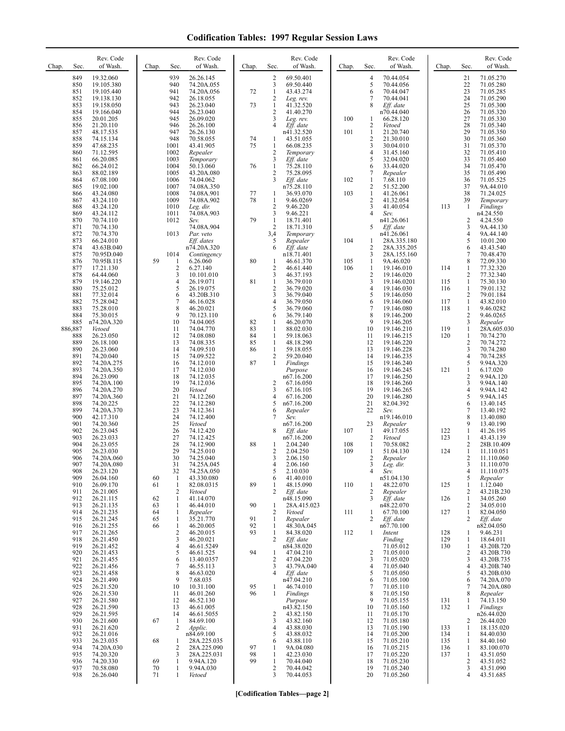# Codification Tables: 1997 Regular Session Laws

| Chap. | Sec. | Rev. Code of Wash. |
|---|---|---|
| | 849 | 19.32.060 |
| | 850 | 19.105.380 |
| | 851 | 19.105.440 |
| | 852 | 19.138.130 |
| | 853 | 19.158.050 |
| | 854 | 19.166.040 |
| | 855 | 20.01.205 |
| | 856 | 21.20.110 |
| | 857 | 48.17.535 |
| | 858 | 74.15.134 |
| | 859 | 47.68.235 |
| | 860 | 71.12.595 |
| | 861 | 66.20.085 |
| | 862 | 66.24.012 |
| | 863 | 88.02.189 |
| | 864 | 67.08.100 |
| | 865 | 19.02.100 |
| | 866 | 43.24.080 |
| | 867 | 43.24.110 |
| | 868 | 43.24.120 |
| | 869 | 43.24.112 |
| | 870 | 70.74.110 |
| | 871 | 70.74.130 |
| | 872 | 70.74.370 |
| | 873 | 66.24.010 |
| | 874 | 43.63B.040 |
| | 875 | 70.95D.040 |
| | 876 | 70.95B.115 |
| | 877 | 17.21.130 |
| | 878 | 64.44.060 |
| | 879 | 19.146.220 |
| | 880 | 75.25.012 |
| | 881 | 77.32.014 |
| | 882 | 75.28.042 |
| | 883 | 75.28.010 |
| | 884 | 75.30.015 |
| | 885 | n74.20A.320 |
| | 886,887 | *Vetoed* |
| | 888 | 26.23.050 |
| | 889 | 26.18.100 |
| | 890 | 26.23.060 |
| | 891 | 74.20.040 |
| | 892 | 74.20A.275 |
| | 893 | 74.20A.350 |
| | 894 | 26.23.090 |
| | 895 | 74.20A.100 |
| | 896 | 74.20A.270 |
| | 897 | 74.20A.360 |
| | 898 | 74.20.225 |
| | 899 | 74.20A.370 |
| | 900 | 42.17.310 |
| | 901 | 74.20.360 |
| | 902 | 26.23.045 |
| | 903 | 26.23.033 |
| | 904 | 26.23.055 |
| | 905 | 26.23.030 |
| | 906 | 74.20A.060 |
| | 907 | 74.20A.080 |
| | 908 | 26.23.120 |
| | 909 | 26.04.160 |
| | 910 | 26.09.170 |
| | 911 | 26.21.005 |
| | 912 | 26.21.115 |
| | 913 | 26.21.135 |
| | 914 | 26.21.235 |
| | 915 | 26.21.245 |
| | 916 | 26.21.255 |
| | 917 | 26.21.265 |
| | 918 | 26.21.450 |
| | 919 | 26.21.452 |
| | 920 | 26.21.453 |
| | 921 | 26.21.455 |
| | 922 | 26.21.456 |
| | 923 | 26.21.458 |
| | 924 | 26.21.490 |
| | 925 | 26.21.520 |
| | 926 | 26.21.530 |
| | 927 | 26.21.580 |
| | 928 | 26.21.590 |
| | 929 | 26.21.595 |
| | 930 | 26.21.600 |
| | 931 | 26.21.620 |
| | 932 | 26.21.016 |
| | 933 | 26.23.035 |
| | 934 | 74.20A.030 |
| | 935 | 74.20.320 |
| | 936 | 74.20.330 |
| | 937 | 70.58.080 |
| | 938 | 26.26.040 |
| | 939 | 26.26.145 |
| | 940 | 74.20A.055 |
| | 941 | 74.20A.056 |
| | 942 | 26.18.055 |
| | 943 | 26.23.040 |
| | 944 | 26.23.040 |
| | 945 | 26.09.020 |
| | 946 | 26.26.100 |
| | 947 | 26.26.130 |
| | 948 | 70.58.055 |
| | 1001 | 43.41.905 |
| | 1002 | *Repealer* |
| | 1003 | *Temporary* |
| | 1004 | 50.13.060 |
| | 1005 | 43.20A.080 |
| | 1006 | 74.04.062 |
| | 1007 | 74.08A.350 |
| | 1008 | 74.08A.901 |
| | 1009 | 74.08A.902 |
| | 1010 | *Leg. dir.* |
| | 1011 | 74.08A.903 |
| | 1012 | *Sev.* |
| | | 74.08A.904 |
| | 1013 | *Par. veto* |
| | | *Eff. dates* |
| | | n74.20A.320 |
| | 1014 | *Contingency* |
| 59 | 1 | 6.26.060 |
| | 2 | 6.27.140 |
| | 3 | 10.101.010 |
| | 4 | 26.19.071 |
| | 5 | 26.19.075 |
| | 6 | 43.20B.310 |
| | 7 | 46.16.028 |
| | 8 | 46.20.021 |
| | 9 | 70.123.110 |
| | 10 | 74.04.005 |
| | 11 | 74.04.770 |
| | 12 | 74.08.080 |
| | 13 | 74.08.335 |
| | 14 | 74.09.510 |
| | 15 | 74.09.522 |
| | 16 | 74.12.010 |
| | 17 | 74.12.030 |
| | 18 | 74.12.035 |
| | 19 | 74.12.036 |
| | 20 | *Vetoed* |
| | 21 | 74.12.260 |
| | 22 | 74.12.280 |
| | 23 | 74.12.361 |
| | 24 | 74.12.400 |
| | 25 | *Vetoed* |
| | 26 | 74.12.420 |
| | 27 | 74.12.425 |
| | 28 | 74.12.900 |
| | 29 | 74.25.010 |
| | 30 | 74.25.040 |
| | 31 | 74.25A.045 |
| | 32 | 74.25A.050 |
| 60 | 1 | 43.330.080 |
| 61 | 1 | 82.08.0315 |
| | 2 | *Vetoed* |
| 62 | 1 | 41.14.070 |
| 63 | 1 | 46.44.010 |
| 64 | 1 | *Repealer* |
| 65 | 1 | 35.21.770 |
| 66 | 1 | 46.20.005 |
| | 2 | 46.20.015 |
| | 3 | 46.20.021 |
| | 4 | 46.61.5249 |
| | 5 | 46.61.525 |
| | 6 | 13.40.0357 |
| | 7 | 46.55.113 |
| | 8 | 46.63.020 |
| | 9 | 7.68.035 |
| | 10 | 10.31.100 |
| | 11 | 46.01.260 |
| | 12 | 46.52.130 |
| | 13 | 46.61.005 |
| | 14 | 46.61.5055 |
| 67 | 1 | 84.69.100 |
| | 2 | *Applic.* |
| | | n84.69.100 |
| 68 | 1 | 28A.225.035 |
| | 2 | 28A.225.090 |
| | 3 | 28A.225.031 |
| 69 | 1 | 9.94A.120 |
| 70 | 1 | 9.94A.030 |
| 71 | 1 | *Vetoed* |
| | 2 | 69.50.401 |
| | 3 | 69.50.440 |
| 72 | 1 | 43.43.274 |
| | 2 | *Leg. rev.* |
| 73 | 1 | 41.32.520 |
| | 2 | 41.40.270 |
| | 3 | *Leg. rev.* |
| | 4 | *Eff. date* |
| | | n41.32.520 |
| 74 | 1 | 43.51.055 |
| 75 | 1 | 66.08.235 |
| | 2 | *Temporary* |
| | 3 | *Eff. date* |
| 76 | 1 | 75.28.110 |
| | 2 | 75.28.095 |
| | 3 | *Eff. date* |
| | | n75.28.110 |
| 77 | 1 | 36.93.070 |
| 78 | 1 | 9.46.0269 |
| | 2 | 9.46.220 |
| | 3 | 9.46.221 |
| 79 | 1 | 18.71.401 |
| | 2 | 18.71.310 |
| | 3,4 | *Temporary* |
| | 5 | *Repealer* |
| | 6 | *Eff. date* |
| | | n18.71.401 |
| 80 | 1 | 46.61.370 |
| | 2 | 46.61.440 |
| | 3 | 46.37.193 |
| 81 | 1 | 36.79.010 |
| | 2 | 36.79.020 |
| | 3 | 36.79.040 |
| | 4 | 36.79.050 |
| | 5 | 36.79.060 |
| | 6 | 36.79.140 |
| 82 | 1 | 46.20.070 |
| 83 | 1 | 88.02.030 |
| 84 | 1 | 59.18.063 |
| 85 | 1 | 48.18.290 |
| 86 | 1 | 59.18.055 |
| | 2 | 59.20.040 |
| 87 | 1 | *Findings* |
| | | *Purpose* |
| | | n67.16.200 |
| | 2 | 67.16.050 |
| | 3 | 67.16.105 |
| | 4 | 67.16.200 |
| | 5 | n67.16.200 |
| | 6 | *Repealer* |
| | 7 | *Sev.* |
| | | n67.16.200 |
| | 8 | *Eff. date* |
| | | n67.16.200 |
| 88 | 1 | 2.04.240 |
| | 2 | 2.04.250 |
| | 3 | 2.06.150 |
| | 4 | 2.06.160 |
| | 5 | 2.10.030 |
| | 6 | 41.40.010 |
| 89 | 1 | 48.15.090 |
| | 2 | *Eff. date* |
| | | n48.15.090 |
| 90 | 1 | 28A.415.023 |
| | 2 | *Vetoed* |
| 91 | 1 | *Repealer* |
| 92 | 1 | 48.30A.045 |
| 93 | 1 | 84.38.020 |
| | 2 | *Eff. date* |
| | | n84.38.020 |
| 94 | 1 | 47.04.210 |
| | 2 | 47.04.220 |
| | 3 | 43.79A.040 |
| | 4 | *Eff. date* |
| | | n47.04.210 |
| 95 | 1 | 46.74.010 |
| 96 | 1 | *Findings* |
| | | *Purpose* |
| | | n43.82.150 |
| | 2 | 43.82.150 |
| | 3 | 43.82.160 |
| | 4 | 43.88.030 |
| | 5 | 43.88.032 |
| | 6 | 43.88.110 |
| 97 | 1 | 9A.04.080 |
| 98 | 1 | 42.23.030 |
| 99 | 1 | 70.44.040 |
| | 2 | 70.44.042 |
| | 3 | 70.44.053 |
| | 4 | 70.44.054 |
| | 5 | 70.44.056 |
| | 6 | 70.44.047 |
| | 7 | 70.44.041 |
| | 8 | *Eff. date* |
| | | n70.44.040 |
| 100 | 1 | 66.28.120 |
| | 2 | *Vetoed* |
| 101 | 1 | 21.20.740 |
| | 2 | 21.30.010 |
| | 3 | 30.04.010 |
| | 4 | 31.45.160 |
| | 5 | 32.04.020 |
| | 6 | 33.44.020 |
| | 7 | *Repealer* |
| 102 | 1 | 7.68.110 |
| | 2 | 51.52.200 |
| 103 | 1 | 41.26.061 |
| | 2 | 41.32.054 |
| | 3 | 41.40.054 |
| | 4 | *Sev.* |
| | | n41.26.061 |
| | 5 | *Eff. date* |
| | | n41.26.061 |
| 104 | 1 | 28A.335.180 |
| | 2 | 28A.335.205 |
| | 3 | 28A.155.160 |
| 105 | 1 | 9A.46.020 |
| 106 | 1 | 19.146.010 |
| | 2 | 19.146.020 |
| | 3 | 19.146.0201 |
| | 4 | 19.146.030 |
| | 5 | 19.146.050 |
| | 6 | 19.146.060 |
| | 7 | 19.146.080 |
| | 8 | 19.146.200 |
| | 9 | 19.146.205 |
| | 10 | 19.146.210 |
| | 11 | 19.146.215 |
| | 12 | 19.146.220 |
| | 13 | 19.146.228 |
| | 14 | 19.146.235 |
| | 15 | 19.146.240 |
| | 16 | 19.146.245 |
| | 17 | 19.146.250 |
| | 18 | 19.146.260 |
| | 19 | 19.146.265 |
| | 20 | 19.146.280 |
| | 21 | 82.04.392 |
| | 22 | *Sev.* |
| | | n19.146.010 |
| | 23 | *Repealer* |
| 107 | 1 | 49.17.055 |
| | 2 | *Vetoed* |
| 108 | 1 | 70.58.082 |
| 109 | 1 | 51.04.130 |
| | 2 | *Repealer* |
| | 3 | *Leg. dir.* |
| | 4 | *Sev.* |
| | | n51.04.130 |
| 110 | 1 | 48.22.070 |
| | 2 | *Repealer* |
| | 3 | *Eff. date* |
| | | n48.22.070 |
| 111 | 1 | 67.70.100 |
| | 2 | *Eff. date* |
| | | n67.70.100 |
| 112 | 1 | *Intent* |
| | | *Finding* |
| | | 71.05.012 |
| | 2 | 71.05.010 |
| | 3 | 71.05.020 |
| | 4 | 71.05.040 |
| | 5 | 71.05.050 |
| | 6 | 71.05.100 |
| | 7 | 71.05.110 |
| | 8 | 71.05.150 |
| | 9 | 71.05.155 |
| | 10 | 71.05.160 |
| | 11 | 71.05.170 |
| | 12 | 71.05.180 |
| | 13 | 71.05.190 |
| | 14 | 71.05.200 |
| | 15 | 71.05.210 |
| | 16 | 71.05.215 |
| | 17 | 71.05.220 |
| | 18 | 71.05.230 |
| | 19 | 71.05.240 |
| | 20 | 71.05.260 |
| | 21 | 71.05.270 |
| | 22 | 71.05.280 |
| | 23 | 71.05.285 |
| | 24 | 71.05.290 |
| | 25 | 71.05.300 |
| | 26 | 71.05.320 |
| | 27 | 71.05.330 |
| | 28 | 71.05.340 |
| | 29 | 71.05.350 |
| | 30 | 71.05.360 |
| | 31 | 71.05.370 |
| | 32 | 71.05.410 |
| | 33 | 71.05.460 |
| | 34 | 71.05.470 |
| | 35 | 71.05.490 |
| | 36 | 71.05.525 |
| | 37 | 9A.44.010 |
| | 38 | 71.24.025 |
| | 39 | *Temporary* |
| 113 | 1 | *Findings* |
| | | n4.24.550 |
| | 2 | 4.24.550 |
| | 3 | 9A.44.130 |
| | 4 | 9A.44.140 |
| | 5 | 10.01.200 |
| | 6 | 43.43.540 |
| | 7 | 70.48.470 |
| | 8 | 72.09.330 |
| 114 | 1 | 77.32.320 |
| | 2 | 77.32.340 |
| 115 | 1 | 75.30.130 |
| 116 | 1 | 79.01.132 |
| | 2 | 79.01.184 |
| 117 | 1 | 43.82.010 |
| 118 | 1 | 9.46.0282 |
| | 2 | 9.46.0265 |
| | 3 | *Repealer* |
| 119 | 1 | 28A.605.030 |
| 120 | 1 | 70.74.270 |
| | 2 | 70.74.272 |
| | 3 | 70.74.280 |
| | 4 | 70.74.285 |
| | 5 | 9.94A.320 |
| 121 | 1 | 6.17.020 |
| | 2 | 9.94A.120 |
| | 3 | 9.94A.140 |
| | 4 | 9.94A.142 |
| | 5 | 9.94A.145 |
| | 6 | 13.40.145 |
| | 7 | 13.40.192 |
| | 8 | 13.40.080 |
| | 9 | 13.40.190 |
| 122 | 1 | 41.26.195 |
| 123 | 1 | 43.43.139 |
| | 2 | 28B.10.409 |
| 124 | 1 | 11.110.051 |
| | 2 | 11.110.060 |
| | 3 | 11.110.070 |
| | 4 | 11.110.075 |
| | 5 | *Repealer* |
| 125 | 1 | 1.12.040 |
| | 2 | 43.21B.230 |
| 126 | 1 | 34.05.260 |
| | 2 | 34.05.010 |
| 127 | 1 | 82.04.050 |
| | 2 | *Eff. date* |
| | | n82.04.050 |
| 128 | 1 | 9.46.231 |
| 129 | 1 | 18.64.011 |
| 130 | 1 | 43.20B.720 |
| | 2 | 43.20B.730 |
| | 3 | 43.20B.735 |
| | 4 | 43.20B.740 |
| | 5 | 43.20B.030 |
| | 6 | 74.20A.070 |
| | 7 | 74.20A.080 |
| | 8 | *Repealer* |
| 131 | 1 | 74.13.150 |
| 132 | 1 | *Findings* |
| | | n26.44.020 |
| | 2 | 26.44.020 |
| 133 | 1 | 18.135.020 |
| 134 | 1 | 84.40.030 |
| 135 | 1 | 84.40.160 |
| 136 | 1 | 83.100.070 |
| 137 | 1 | 43.51.050 |
| | 2 | 43.51.052 |
| | 3 | 43.51.090 |
| | 4 | 43.51.685 |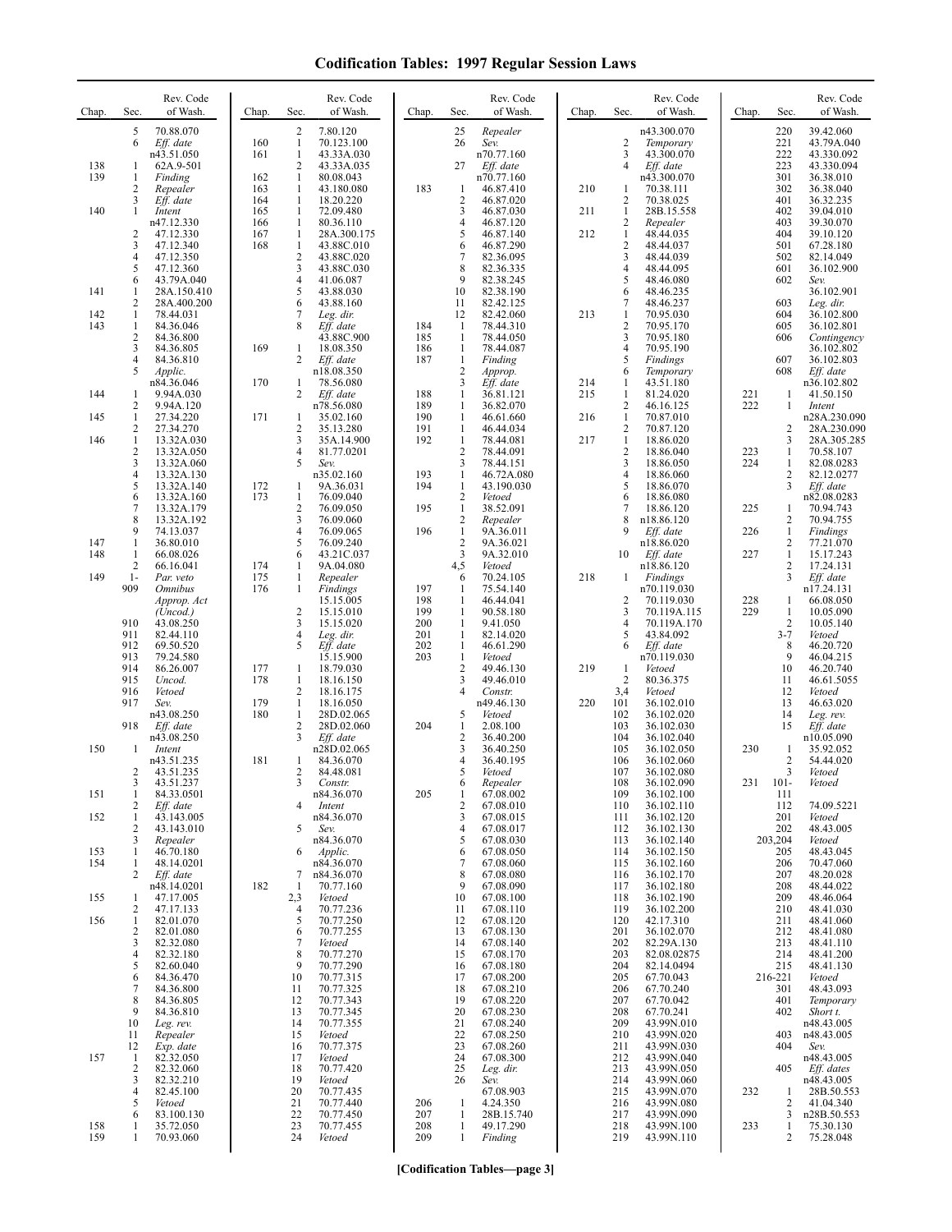# Codification Tables: 1997 Regular Session Laws

| Chap. | Sec. | Rev. Code of Wash. |
|---|---|---|
| | 5 | 70.88.070 |
| | 6 | *Eff. date* n43.51.050 |
| 138 | 1 | 62A.9-501 |
| 139 | 1 | *Finding* |
| | 2 | *Repealer* |
| | 3 | *Eff. date* |
| 140 | 1 | *Intent* n47.12.330 |
| | 2 | 47.12.330 |
| | 3 | 47.12.340 |
| | 4 | 47.12.350 |
| | 5 | 47.12.360 |
| | 6 | 43.79A.040 |
| 141 | 1 | 28A.150.410 |
| | 2 | 28A.400.200 |
| 142 | 1 | 78.44.031 |
| 143 | 1 | 84.36.046 |
| | 2 | 84.36.800 |
| | 3 | 84.36.805 |
| | 4 | 84.36.810 |
| | 5 | *Applic.* n84.36.046 |
| 144 | 1 | 9.94A.030 |
| | 2 | 9.94A.120 |
| 145 | 1 | 27.34.220 |
| | 2 | 27.34.270 |
| 146 | 1 | 13.32A.030 |
| | 2 | 13.32A.050 |
| | 3 | 13.32A.060 |
| | 4 | 13.32A.130 |
| | 5 | 13.32A.140 |
| | 6 | 13.32A.160 |
| | 7 | 13.32A.179 |
| | 8 | 13.32A.192 |
| | 9 | 74.13.037 |
| 147 | 1 | 36.80.010 |
| 148 | 1 | 66.08.026 |
| | 2 | 66.16.041 |
| 149 | 1-909 | *Par. veto* *Omnibus Approp. Act (Uncod.)* |
| | 910 | 43.08.250 |
| | 911 | 82.44.110 |
| | 912 | 69.50.520 |
| | 913 | 79.24.580 |
| | 914 | 86.26.007 |
| | 915 | *Uncod.* |
| | 916 | *Vetoed* |
| | 917 | *Sev.* n43.08.250 |
| | 918 | *Eff. date* n43.08.250 |
| 150 | 1 | *Intent* n43.51.235 |
| | 2 | 43.51.235 |
| | 3 | 43.51.237 |
| 151 | 1 | 84.33.0501 |
| | 2 | *Eff. date* |
| 152 | 1 | 43.143.005 |
| | 2 | 43.143.010 |
| | 3 | *Repealer* |
| 153 | 1 | 46.70.180 |
| 154 | 1 | 48.14.0201 |
| | 2 | *Eff. date* n48.14.0201 |
| 155 | 1 | 47.17.005 |
| | 2 | 47.17.133 |
| 156 | 1 | 82.01.070 |
| | 2 | 82.01.080 |
| | 3 | 82.32.080 |
| | 4 | 82.32.180 |
| | 5 | 82.60.040 |
| | 6 | 84.36.470 |
| | 7 | 84.36.800 |
| | 8 | 84.36.805 |
| | 9 | 84.36.810 |
| | 10 | *Leg. rev.* |
| | 11 | *Repealer* |
| | 12 | *Exp. date* |
| 157 | 1 | 82.32.050 |
| | 2 | 82.32.060 |
| | 3 | 82.32.210 |
| | 4 | 82.45.100 |
| | 5 | *Vetoed* |
| | 6 | 83.100.130 |
| 158 | 1 | 35.72.050 |
| 159 | 1 | 70.93.060 |
| | 2 | 7.80.120 |
| 160 | 1 | 70.123.100 |
| 161 | 1 | 43.33A.030 |
| | 2 | 43.33A.035 |
| 162 | 1 | 80.08.043 |
| 163 | 1 | 43.180.080 |
| 164 | 1 | 18.20.220 |
| 165 | 1 | 72.09.480 |
| 166 | 1 | 80.36.110 |
| 167 | 1 | 28A.300.175 |
| 168 | 1 | 43.88C.010 |
| | 2 | 43.88C.020 |
| | 3 | 43.88C.030 |
| | 4 | 41.06.087 |
| | 5 | 43.88.030 |
| | 6 | 43.88.160 |
| | 7 | *Leg. dir.* |
| | 8 | *Eff. date* 43.88C.900 |
| 169 | 1 | 18.08.350 |
| | 2 | *Eff. date* n18.08.350 |
| 170 | 1 | 78.56.080 |
| | 2 | *Eff. date* n78.56.080 |
| 171 | 1 | 35.02.160 |
| | 2 | 35.13.280 |
| | 3 | 35A.14.900 |
| | 4 | 81.77.0201 |
| | 5 | *Sev.* n35.02.160 |
| 172 | 1 | 9A.36.031 |
| 173 | 1 | 76.09.040 |
| | 2 | 76.09.050 |
| | 3 | 76.09.060 |
| | 4 | 76.09.065 |
| | 5 | 76.09.240 |
| | 6 | 43.21C.037 |
| 174 | 1 | 9A.04.080 |
| 175 | 1 | *Repealer* |
| 176 | 1 | *Findings* 15.15.005 |
| | 2 | 15.15.010 |
| | 3 | 15.15.020 |
| | 4 | *Leg. dir.* |
| | 5 | *Eff. date* 15.15.900 |
| 177 | 1 | 18.79.030 |
| 178 | 1 | 18.16.150 |
| | 2 | 18.16.175 |
| 179 | 1 | 18.16.050 |
| 180 | 1 | 28D.02.065 |
| | 2 | 28D.02.060 |
| | 3 | *Eff. date* n28D.02.065 |
| 181 | 1 | 84.36.070 |
| | 2 | 84.48.081 |
| | 3 | *Constr.* n84.36.070 |
| | 4 | *Intent* n84.36.070 |
| | 5 | *Sev.* n84.36.070 |
| | 6 | *Applic.* n84.36.070 |
| | 7 | n84.36.070 |
| 182 | 1 | 70.77.160 |
| | 2,3 | *Vetoed* |
| | 4 | 70.77.236 |
| | 5 | 70.77.250 |
| | 6 | 70.77.255 |
| | 7 | *Vetoed* |
| | 8 | 70.77.270 |
| | 9 | 70.77.290 |
| | 10 | 70.77.315 |
| | 11 | 70.77.325 |
| | 12 | 70.77.343 |
| | 13 | 70.77.345 |
| | 14 | 70.77.355 |
| | 15 | *Vetoed* |
| | 16 | 70.77.375 |
| | 17 | *Vetoed* |
| | 18 | 70.77.420 |
| | 19 | *Vetoed* |
| | 20 | 70.77.435 |
| | 21 | 70.77.440 |
| | 22 | 70.77.450 |
| | 23 | 70.77.455 |
| | 24 | *Vetoed* |
| | 25 | *Repealer* |
| | 26 | *Sev.* n70.77.160 |
| | 27 | *Eff. date* n70.77.160 |
| 183 | 1 | 46.87.410 |
| | 2 | 46.87.020 |
| | 3 | 46.87.030 |
| | 4 | 46.87.120 |
| | 5 | 46.87.140 |
| | 6 | 46.87.290 |
| | 7 | 82.36.095 |
| | 8 | 82.36.335 |
| | 9 | 82.38.245 |
| | 10 | 82.38.190 |
| | 11 | 82.42.125 |
| | 12 | 82.42.060 |
| 184 | 1 | 78.44.310 |
| 185 | 1 | 78.44.050 |
| 186 | 1 | 78.44.087 |
| 187 | 1 | *Finding* |
| | 2 | *Approp.* |
| | 3 | *Eff. date* |
| 188 | 1 | 36.81.121 |
| 189 | 1 | 36.82.070 |
| 190 | 1 | 46.61.660 |
| 191 | 1 | 46.44.034 |
| 192 | 1 | 78.44.081 |
| | 2 | 78.44.091 |
| | 3 | 78.44.151 |
| 193 | 1 | 46.72A.080 |
| 194 | 1 | 43.190.030 |
| | 2 | *Vetoed* |
| 195 | 1 | 38.52.091 |
| | 2 | *Repealer* |
| 196 | 1 | 9A.36.011 |
| | 2 | 9A.36.021 |
| | 3 | 9A.32.010 |
| | 4,5 | *Vetoed* |
| | 6 | 70.24.105 |
| 197 | 1 | 75.54.140 |
| 198 | 1 | 46.44.041 |
| 199 | 1 | 90.58.180 |
| 200 | 1 | 9.41.050 |
| 201 | 1 | 82.14.020 |
| 202 | 1 | 46.61.290 |
| 203 | 1 | *Vetoed* |
| | 2 | 49.46.130 |
| | 3 | 49.46.010 |
| | 4 | *Constr.* n49.46.130 |
| | 5 | *Vetoed* |
| 204 | 1 | 2.08.100 |
| | 2 | 36.40.200 |
| | 3 | 36.40.250 |
| | 4 | 36.40.195 |
| | 5 | *Vetoed* |
| | 6 | *Repealer* |
| 205 | 1 | 67.08.002 |
| | 2 | 67.08.010 |
| | 3 | 67.08.015 |
| | 4 | 67.08.017 |
| | 5 | 67.08.030 |
| | 6 | 67.08.050 |
| | 7 | 67.08.060 |
| | 8 | 67.08.080 |
| | 9 | 67.08.090 |
| | 10 | 67.08.100 |
| | 11 | 67.08.110 |
| | 12 | 67.08.120 |
| | 13 | 67.08.130 |
| | 14 | 67.08.140 |
| | 15 | 67.08.170 |
| | 16 | 67.08.180 |
| | 17 | 67.08.200 |
| | 18 | 67.08.210 |
| | 19 | 67.08.220 |
| | 20 | 67.08.230 |
| | 21 | 67.08.240 |
| | 22 | 67.08.250 |
| | 23 | 67.08.260 |
| | 24 | 67.08.300 |
| | 25 | *Leg. dir.* |
| | 26 | *Sev.* 67.08.903 |
| 206 | 1 | 4.24.350 |
| 207 | 1 | 28B.15.740 |
| 208 | 1 | 49.17.290 |
| 209 | 1 | *Finding* n43.300.070 |
| | 2 | *Temporary* |
| | 3 | 43.300.070 |
| | 4 | *Eff. date* n43.300.070 |
| 210 | 1 | 70.38.111 |
| | 2 | 70.38.025 |
| 211 | 1 | 28B.15.558 |
| | 2 | *Repealer* |
| 212 | 1 | 48.44.035 |
| | 2 | 48.44.037 |
| | 3 | 48.44.039 |
| | 4 | 48.44.095 |
| | 5 | 48.46.080 |
| | 6 | 48.46.235 |
| | 7 | 48.46.237 |
| 213 | 1 | 70.95.030 |
| | 2 | 70.95.170 |
| | 3 | 70.95.180 |
| | 4 | 70.95.190 |
| | 5 | *Findings* |
| | 6 | *Temporary* |
| 214 | 1 | 43.51.180 |
| 215 | 1 | 81.24.020 |
| | 2 | 46.16.125 |
| 216 | 1 | 70.87.010 |
| | 2 | 70.87.120 |
| 217 | 1 | 18.86.020 |
| | 2 | 18.86.040 |
| | 3 | 18.86.050 |
| | 4 | 18.86.060 |
| | 5 | 18.86.070 |
| | 6 | 18.86.080 |
| | 7 | 18.86.120 |
| | 8 | n18.86.120 |
| | 9 | *Eff. date* n18.86.020 |
| | 10 | *Eff. date* n18.86.120 |
| 218 | 1 | *Findings* n70.119.030 |
| | 2 | 70.119.030 |
| | 3 | 70.119A.115 |
| | 4 | 70.119A.170 |
| | 5 | 43.84.092 |
| | 6 | *Eff. date* n70.119.030 |
| 219 | 1 | *Vetoed* |
| | 2 | 80.36.375 |
| | 3,4 | *Vetoed* |
| 220 | 101 | 36.102.010 |
| | 102 | 36.102.020 |
| | 103 | 36.102.030 |
| | 104 | 36.102.040 |
| | 105 | 36.102.050 |
| | 106 | 36.102.060 |
| | 107 | 36.102.080 |
| | 108 | 36.102.090 |
| | 109 | 36.102.100 |
| | 110 | 36.102.110 |
| | 111 | 36.102.120 |
| | 112 | 36.102.130 |
| | 113 | 36.102.140 |
| | 114 | 36.102.150 |
| | 115 | 36.102.160 |
| | 116 | 36.102.170 |
| | 117 | 36.102.180 |
| | 118 | 36.102.190 |
| | 119 | 36.102.200 |
| | 120 | 42.17.310 |
| | 201 | 36.102.070 |
| | 202 | 82.29A.130 |
| | 203 | 82.08.02875 |
| | 204 | 82.14.0494 |
| | 205 | 67.70.043 |
| | 206 | 67.70.240 |
| | 207 | 67.70.042 |
| | 208 | 67.70.241 |
| | 209 | 43.99N.010 |
| | 210 | 43.99N.020 |
| | 211 | 43.99N.030 |
| | 212 | 43.99N.040 |
| | 213 | 43.99N.050 |
| | 214 | 43.99N.060 |
| | 215 | 43.99N.070 |
| | 216 | 43.99N.080 |
| | 217 | 43.99N.090 |
| | 218 | 43.99N.100 |
| | 219 | 43.99N.110 |
| | 220 | 39.42.060 |
| | 221 | 43.79A.040 |
| | 222 | 43.330.092 |
| | 223 | 43.330.094 |
| | 301 | 36.38.010 |
| | 302 | 36.38.040 |
| | 401 | 36.32.235 |
| | 402 | 39.04.010 |
| | 403 | 39.30.070 |
| | 404 | 39.10.120 |
| | 501 | 67.28.180 |
| | 502 | 82.14.049 |
| | 601 | 36.102.900 |
| | 602 | *Sev.* 36.102.901 |
| | 603 | *Leg. dir.* |
| | 604 | 36.102.800 |
| | 605 | 36.102.801 |
| | 606 | *Contingency* 36.102.802 |
| | 607 | 36.102.803 |
| | 608 | *Eff. date* n36.102.802 |
| 221 | 1 | 41.50.150 |
| 222 | 1 | *Intent* n28A.230.090 |
| | 2 | 28A.230.090 |
| | 3 | 28A.305.285 |
| 223 | 1 | 70.58.107 |
| 224 | 1 | 82.08.0283 |
| | 2 | 82.12.0277 |
| | 3 | *Eff. date* n82.08.0283 |
| 225 | 1 | 70.94.743 |
| | 2 | 70.94.755 |
| 226 | 1 | *Findings* |
| | 2 | 77.21.070 |
| 227 | 1 | 15.17.243 |
| | 2 | 17.24.131 |
| | 3 | *Eff. date* n17.24.131 |
| 228 | 1 | 66.08.050 |
| 229 | 1 | 10.05.090 |
| | 2 | 10.05.140 |
| | 3-7 | *Vetoed* |
| | 8 | 46.20.720 |
| | 9 | 46.04.215 |
| | 10 | 46.20.740 |
| | 11 | 46.61.5055 |
| | 12 | *Vetoed* |
| | 13 | 46.63.020 |
| | 14 | *Leg. rev.* |
| | 15 | *Eff. date* n10.05.090 |
| 230 | 1 | 35.92.052 |
| | 2 | 54.44.020 |
| | 3 | *Vetoed* |
| 231 | 101-111 | *Vetoed* |
| | 112 | 74.09.5221 |
| | 201 | *Vetoed* |
| | 202 | 48.43.005 |
| | 203,204 | *Vetoed* |
| | 205 | 48.43.045 |
| | 206 | 70.47.060 |
| | 207 | 48.20.028 |
| | 208 | 48.44.022 |
| | 209 | 48.46.064 |
| | 210 | 48.41.030 |
| | 211 | 48.41.060 |
| | 212 | 48.41.080 |
| | 213 | 48.41.110 |
| | 214 | 48.41.200 |
| | 215 | 48.41.130 |
| | 216-221 | *Vetoed* |
| | 301 | 48.43.093 |
| | 401 | *Temporary* |
| | 402 | *Short t.* n48.43.005 |
| | 403 | n48.43.005 |
| | 404 | *Sev.* n48.43.005 |
| | 405 | *Eff. dates* n48.43.005 |
| 232 | 1 | 28B.50.553 |
| | 2 | 41.04.340 |
| | 3 | n28B.50.553 |
| 233 | 1 | 75.30.130 |
| | 2 | 75.28.048 |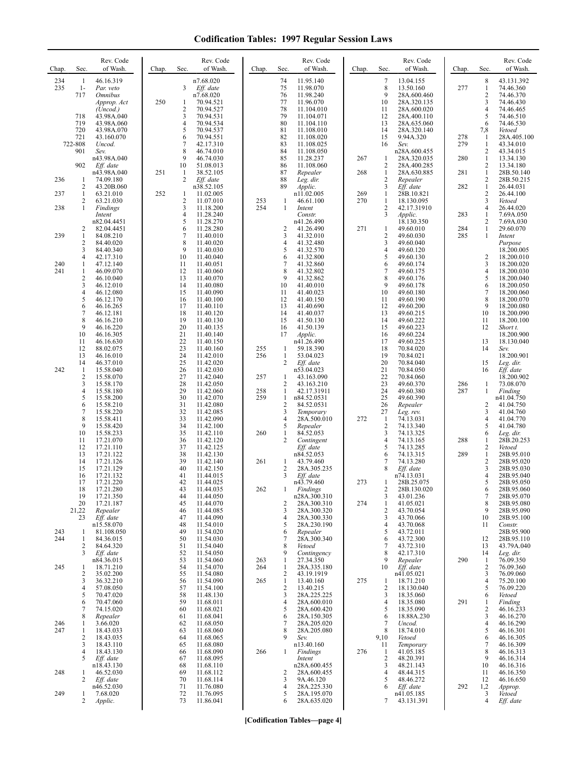# Codification Tables: 1997 Regular Session Laws

| Chap. | Sec. | Rev. Code of Wash. |
|---|---|---|
| 234 | 1 | 46.16.319 |
| 235 | 1- | *Par. veto* |
| | 717 | *Omnibus Approp. Act (Uncod.)* |
| | 718 | 43.98A.040 |
| | 719 | 43.98A.060 |
| | 720 | 43.98A.070 |
| | 721 | 43.160.070 |
| | 722-808 | *Uncod.* |
| | 901 | *Sev.* n43.98A.040 |
| | 902 | *Eff. date* n43.98A.040 |
| 236 | 1 | 74.09.180 |
| | 2 | 43.20B.060 |
| 237 | 1 | 63.21.010 |
| | 2 | 63.21.030 |
| 238 | 1 | *Findings Intent* n82.04.4451 |
| | 2 | 82.04.4451 |
| 239 | 1 | 84.08.210 |
| | 2 | 84.40.020 |
| | 3 | 84.40.340 |
| | 4 | 42.17.310 |
| 240 | 1 | 47.12.140 |
| 241 | 1 | 46.09.070 |
| | 2 | 46.10.040 |
| | 3 | 46.12.010 |
| | 4 | 46.12.080 |
| | 5 | 46.12.170 |
| | 6 | 46.16.265 |
| | 7 | 46.12.181 |
| | 8 | 46.16.210 |
| | 9 | 46.16.220 |
| | 10 | 46.16.305 |
| | 11 | 46.16.630 |
| | 12 | 88.02.075 |
| | 13 | 46.16.010 |
| | 14 | 46.37.010 |
| 242 | 1 | 15.58.040 |
| | 2 | 15.58.070 |
| | 3 | 15.58.170 |
| | 4 | 15.58.180 |
| | 5 | 15.58.200 |
| | 6 | 15.58.210 |
| | 7 | 15.58.220 |
| | 8 | 15.58.411 |
| | 9 | 15.58.420 |
| | 10 | 15.58.233 |
| | 11 | 17.21.070 |
| | 12 | 17.21.110 |
| | 13 | 17.21.122 |
| | 14 | 17.21.126 |
| | 15 | 17.21.129 |
| | 16 | 17.21.132 |
| | 17 | 17.21.220 |
| | 18 | 17.21.280 |
| | 19 | 17.21.350 |
| | 20 | 17.21.187 |
| | 21,22 | *Repealer* |
| | 23 | *Eff. date* n15.58.070 |
| 243 | 1 | 81.108.050 |
| 244 | 1 | 84.36.015 |
| | 2 | 84.64.320 |
| | 3 | *Eff. date* n84.36.015 |
| 245 | 1 | 18.71.210 |
| | 2 | 35.02.200 |
| | 3 | 36.32.210 |
| | 4 | 57.08.050 |
| | 5 | 70.47.020 |
| | 6 | 70.47.060 |
| | 7 | 74.15.020 |
| | 8 | *Repealer* |
| 246 | 1 | 3.66.020 |
| 247 | 1 | 18.43.033 |
| | 2 | 18.43.035 |
| | 3 | 18.43.110 |
| | 4 | 18.43.130 |
| | 5 | *Eff. date* n18.43.130 |
| 248 | 1 | 46.52.030 |
| | 2 | *Eff. date* n46.52.030 |
| 249 | 1 | 7.68.020 |
| | 2 | *Applic.* n7.68.020 |
| | 3 | *Eff. date* n7.68.020 |
| 250 | 1 | 70.94.521 |
| | 2 | 70.94.527 |
| | 3 | 70.94.531 |
| | 4 | 70.94.534 |
| | 5 | 70.94.537 |
| | 6 | 70.94.551 |
| | 7 | 42.17.310 |
| | 8 | 46.74.010 |
| | 9 | 46.74.030 |
| | 10 | 51.08.013 |
| 251 | 1 | 38.52.105 |
| | 2 | *Eff. date* n38.52.105 |
| 252 | 1 | 11.02.005 |
| | 2 | 11.07.010 |
| | 3 | 11.18.200 |
| | 4 | 11.28.240 |
| | 5 | 11.28.270 |
| | 6 | 11.28.280 |
| | 7 | 11.40.010 |
| | 8 | 11.40.020 |
| | 9 | 11.40.030 |
| | 10 | 11.40.040 |
| | 11 | 11.40.051 |
| | 12 | 11.40.060 |
| | 13 | 11.40.070 |
| | 14 | 11.40.080 |
| | 15 | 11.40.090 |
| | 16 | 11.40.100 |
| | 17 | 11.40.110 |
| | 18 | 11.40.120 |
| | 19 | 11.40.130 |
| | 20 | 11.40.135 |
| | 21 | 11.40.140 |
| | 22 | 11.40.150 |
| | 23 | 11.40.160 |
| | 24 | 11.42.010 |
| | 25 | 11.42.020 |
| | 26 | 11.42.030 |
| | 27 | 11.42.040 |
| | 28 | 11.42.050 |
| | 29 | 11.42.060 |
| | 30 | 11.42.070 |
| | 31 | 11.42.080 |
| | 32 | 11.42.085 |
| | 33 | 11.42.090 |
| | 34 | 11.42.100 |
| | 35 | 11.42.110 |
| | 36 | 11.42.120 |
| | 37 | 11.42.125 |
| | 38 | 11.42.130 |
| | 39 | 11.42.140 |
| | 40 | 11.42.150 |
| | 41 | 11.44.015 |
| | 42 | 11.44.025 |
| | 43 | 11.44.035 |
| | 44 | 11.44.050 |
| | 45 | 11.44.070 |
| | 46 | 11.44.085 |
| | 47 | 11.44.090 |
| | 48 | 11.54.010 |
| | 49 | 11.54.020 |
| | 50 | 11.54.030 |
| | 51 | 11.54.040 |
| | 52 | 11.54.050 |
| | 53 | 11.54.060 |
| | 54 | 11.54.070 |
| | 55 | 11.54.080 |
| | 56 | 11.54.090 |
| | 57 | 11.54.100 |
| | 58 | 11.48.130 |
| | 59 | 11.68.011 |
| | 60 | 11.68.021 |
| | 61 | 11.68.041 |
| | 62 | 11.68.050 |
| | 63 | 11.68.060 |
| | 64 | 11.68.065 |
| | 65 | 11.68.080 |
| | 66 | 11.68.090 |
| | 67 | 11.68.095 |
| | 68 | 11.68.110 |
| | 69 | 11.68.112 |
| | 70 | 11.68.114 |
| | 71 | 11.76.080 |
| | 72 | 11.76.095 |
| | 73 | 11.86.041 |
| | 74 | 11.95.140 |
| | 75 | 11.98.070 |
| | 76 | 11.98.240 |
| | 77 | 11.96.070 |
| | 78 | 11.104.010 |
| | 79 | 11.104.071 |
| | 80 | 11.104.110 |
| | 81 | 11.108.010 |
| | 82 | 11.108.020 |
| | 83 | 11.108.025 |
| | 84 | 11.108.050 |
| | 85 | 11.28.237 |
| | 86 | 11.108.060 |
| | 87 | *Repealer* |
| | 88 | *Leg. dir.* |
| | 89 | *Applic.* n11.02.005 |
| 253 | 1 | 46.61.100 |
| 254 | 1 | *Intent Constr.* n41.26.490 |
| | 2 | 41.26.490 |
| | 3 | 41.32.010 |
| | 4 | 41.32.480 |
| | 5 | 41.32.570 |
| | 6 | 41.32.800 |
| | 7 | 41.32.860 |
| | 8 | 41.32.802 |
| | 9 | 41.32.862 |
| | 10 | 41.40.010 |
| | 11 | 41.40.023 |
| | 12 | 41.40.150 |
| | 13 | 41.40.690 |
| | 14 | 41.40.037 |
| | 15 | 41.50.130 |
| | 16 | 41.50.139 |
| | 17 | *Applic.* n41.26.490 |
| 255 | 1 | 59.18.390 |
| 256 | 1 | 53.04.023 |
| | 2 | *Eff. date* n53.04.023 |
| 257 | 1 | 43.163.090 |
| | 2 | 43.163.210 |
| 258 | 1 | 42.17.31911 |
| 259 | 1 | n84.52.0531 |
| | 2 | 84.52.0531 |
| | 3 | *Temporary* |
| | 4 | 28A.500.010 |
| | 5 | *Repealer* |
| 260 | 1 | 84.52.053 |
| | 2 | *Contingent Eff. date* n84.52.053 |
| 261 | 1 | 43.79.460 |
| | 2 | 28A.305.235 |
| | 3 | *Eff. date* n43.79.460 |
| 262 | 1 | *Findings* n28A.300.310 |
| | 2 | 28A.300.310 |
| | 3 | 28A.300.320 |
| | 4 | 28A.300.330 |
| | 5 | 28A.230.190 |
| | 6 | *Repealer* |
| | 7 | 28A.300.340 |
| | 8 | *Vetoed* |
| | 9 | *Contingency* |
| 263 | 1 | 27.34.350 |
| 264 | 1 | 28A.335.180 |
| | 2 | 43.19.1919 |
| 265 | 1 | 13.40.160 |
| | 2 | 13.40.215 |
| | 3 | 28A.225.225 |
| | 4 | 28A.600.010 |
| | 5 | 28A.600.420 |
| | 6 | 28A.150.305 |
| | 7 | 28A.205.020 |
| | 8 | 28A.205.080 |
| | 9 | *Sev.* n13.40.160 |
| 266 | 1 | *Findings Intent* n28A.600.455 |
| | 2 | 28A.600.455 |
| | 3 | 9A.46.120 |
| | 4 | 28A.225.330 |
| | 5 | 28A.195.070 |
| | 6 | 28A.635.020 |
| | 7 | 13.04.155 |
| | 8 | 13.50.160 |
| | 9 | 28A.600.460 |
| | 10 | 28A.320.135 |
| | 11 | 28A.600.020 |
| | 12 | 28A.400.110 |
| | 13 | 28A.635.060 |
| | 14 | 28A.320.140 |
| | 15 | 9.94A.320 |
| | 16 | *Sev.* n28A.600.455 |
| 267 | 1 | 28A.320.035 |
| | 2 | 28A.400.285 |
| 268 | 1 | 28A.630.885 |
| | 2 | *Repealer* |
| | 3 | *Eff. date* |
| 269 | 1 | 28B.10.821 |
| 270 | 1 | 18.130.095 |
| | 2 | 42.17.31910 |
| | 3 | *Applic.* 18.130.350 |
| 271 | 1 | 49.60.010 |
| | 2 | 49.60.030 |
| | 3 | 49.60.040 |
| | 4 | 49.60.120 |
| | 5 | 49.60.130 |
| | 6 | 49.60.174 |
| | 7 | 49.60.175 |
| | 8 | 49.60.176 |
| | 9 | 49.60.178 |
| | 10 | 49.60.180 |
| | 11 | 49.60.190 |
| | 12 | 49.60.200 |
| | 13 | 49.60.215 |
| | 14 | 49.60.222 |
| | 15 | 49.60.223 |
| | 16 | 49.60.224 |
| | 17 | 49.60.225 |
| | 18 | 70.84.020 |
| | 19 | 70.84.021 |
| | 20 | 70.84.040 |
| | 21 | 70.84.050 |
| | 22 | 70.84.060 |
| | 23 | 49.60.370 |
| | 24 | 49.60.380 |
| | 25 | 49.60.390 |
| | 26 | *Repealer* |
| | 27 | *Leg. rev.* |
| 272 | 1 | 74.13.031 |
| | 2 | 74.13.340 |
| | 3 | 74.13.325 |
| | 4 | 74.13.165 |
| | 5 | 74.13.285 |
| | 6 | 74.13.315 |
| | 7 | 74.13.280 |
| | 8 | *Eff. date* n74.13.031 |
| 273 | 1 | 28B.25.075 |
| | 2 | 28B.130.020 |
| | 3 | 43.01.236 |
| 274 | 1 | 41.05.021 |
| | 2 | 43.70.054 |
| | 3 | 43.70.066 |
| | 4 | 43.70.068 |
| | 5 | 43.72.011 |
| | 6 | 43.72.300 |
| | 7 | 43.72.310 |
| | 8 | 42.17.310 |
| | 9 | *Repealer* |
| | 10 | *Eff. date* n41.05.021 |
| 275 | 1 | 18.71.210 |
| | 2 | 18.130.040 |
| | 3 | 18.35.060 |
| | 4 | 18.35.080 |
| | 5 | 18.35.090 |
| | 6 | 18.88A.230 |
| | 7 | *Uncod.* |
| | 8 | 18.74.010 |
| | 9,10 | *Vetoed* |
| | 11 | *Temporary* |
| 276 | 1 | 41.05.185 |
| | 2 | 48.20.391 |
| | 3 | 48.21.143 |
| | 4 | 48.44.315 |
| | 5 | 48.46.272 |
| | 6 | *Eff. date* n41.05.185 |
| | 7 | 43.131.391 |
| | 8 | 43.131.392 |
| 277 | 1 | 74.46.360 |
| | 2 | 74.46.370 |
| | 3 | 74.46.430 |
| | 4 | 74.46.465 |
| | 5 | 74.46.510 |
| | 6 | 74.46.530 |
| | 7,8 | *Vetoed* |
| 278 | 1 | 28A.405.100 |
| 279 | 1 | 43.34.010 |
| | 2 | 43.34.015 |
| 280 | 1 | 13.34.130 |
| | 2 | 13.34.180 |
| 281 | 1 | 28B.50.140 |
| | 2 | 28B.50.215 |
| 282 | 1 | 26.44.031 |
| | 2 | 26.44.100 |
| | 3 | *Vetoed* |
| | 4 | 26.44.020 |
| 283 | 1 | 7.69A.050 |
| | 2 | 7.69A.030 |
| 284 | 1 | 29.60.070 |
| 285 | 1 | *Intent Purpose* 18.200.005 |
| | 2 | 18.200.010 |
| | 3 | 18.200.020 |
| | 4 | 18.200.030 |
| | 5 | 18.200.040 |
| | 6 | 18.200.050 |
| | 7 | 18.200.060 |
| | 8 | 18.200.070 |
| | 9 | 18.200.080 |
| | 10 | 18.200.090 |
| | 11 | 18.200.100 |
| | 12 | *Short t.* 18.200.900 |
| | 13 | 18.130.040 |
| | 14 | *Sev.* 18.200.901 |
| | 15 | *Leg. dir.* |
| | 16 | *Eff. date* 18.200.902 |
| 286 | 1 | 73.08.070 |
| 287 | 1 | *Finding* n41.04.750 |
| | 2 | 41.04.750 |
| | 3 | 41.04.760 |
| | 4 | 41.04.770 |
| | 5 | 41.04.780 |
| | 6 | *Leg. dir.* |
| 288 | 1 | 28B.20.253 |
| | 2 | *Vetoed* |
| 289 | 1 | 28B.95.010 |
| | 2 | 28B.95.020 |
| | 3 | 28B.95.030 |
| | 4 | 28B.95.040 |
| | 5 | 28B.95.050 |
| | 6 | 28B.95.060 |
| | 7 | 28B.95.070 |
| | 8 | 28B.95.080 |
| | 9 | 28B.95.090 |
| | 10 | 28B.95.100 |
| | 11 | *Constr.* 28B.95.900 |
| | 12 | 28B.95.110 |
| | 13 | 43.79A.040 |
| | 14 | *Leg. dir.* |
| 290 | 1 | 76.09.350 |
| | 2 | 76.09.360 |
| | 3 | 76.09.060 |
| | 4 | 75.20.100 |
| | 5 | 76.09.220 |
| | 6 | *Vetoed* |
| 291 | 1 | *Finding* |
| | 2 | 46.16.233 |
| | 3 | 46.16.270 |
| | 4 | 46.16.290 |
| | 5 | 46.16.301 |
| | 6 | 46.16.305 |
| | 7 | 46.16.309 |
| | 8 | 46.16.313 |
| | 9 | 46.16.314 |
| | 10 | 46.16.316 |
| | 11 | 46.16.350 |
| | 12 | 46.16.650 |
| 292 | 1,2 | *Approp.* |
| | 3 | *Vetoed* |
| | 4 | *Eff. date* |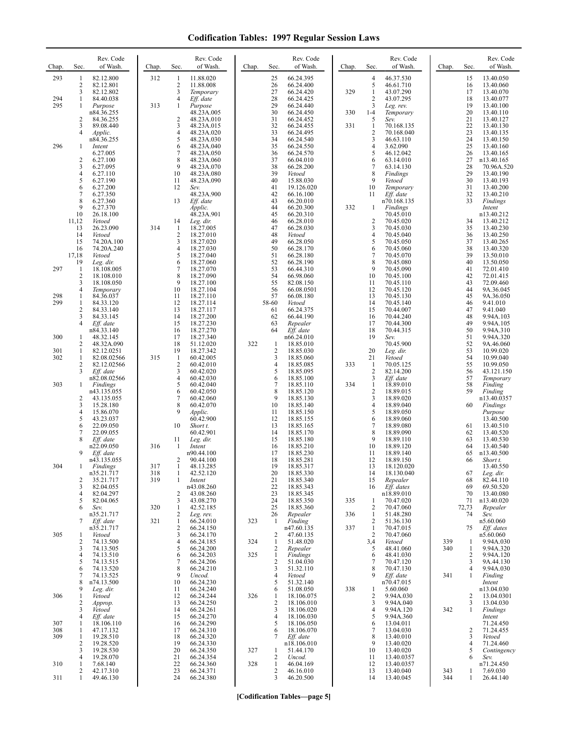# Codification Tables: 1997 Regular Session Laws

| Chap. | Sec. | Rev. Code of Wash. |
|---|---|---|
| 293 | 1 | 82.12.800 |
| | 2 | 82.12.801 |
| | 3 | 82.12.802 |
| 294 | 1 | 84.40.038 |
| 295 | 1 | *Purpose* n84.36.255 |
| | 2 | 84.36.255 |
| | 3 | 89.08.440 |
| | 4 | *Applic.* n84.36.255 |
| 296 | 1 | *Intent* 6.27.005 |
| | 2 | 6.27.100 |
| | 3 | 6.27.095 |
| | 4 | 6.27.110 |
| | 5 | 6.27.190 |
| | 6 | 6.27.200 |
| | 7 | 6.27.350 |
| | 8 | 6.27.360 |
| | 9 | 6.27.370 |
| | 10 | 26.18.100 |
| | 11,12 | *Vetoed* |
| | 13 | 26.23.090 |
| | 14 | *Vetoed* |
| | 15 | 74.20A.100 |
| | 16 | 74.20A.240 |
| | 17,18 | *Vetoed* |
| | 19 | *Leg. dir.* |
| 297 | 1 | 18.108.005 |
| | 2 | 18.108.010 |
| | 3 | 18.108.050 |
| | 4 | *Temporary* |
| 298 | 1 | 84.36.037 |
| 299 | 1 | 84.33.120 |
| | 2 | 84.33.140 |
| | 3 | 84.33.145 |
| | 4 | *Eff. date* n84.33.140 |
| 300 | 1 | 48.32.145 |
| | 2 | 48.32A.090 |
| 301 | 1 | 82.12.0251 |
| 302 | 1 | 82.08.02566 |
| | 2 | 82.12.02566 |
| | 3 | *Eff. date* n82.08.02566 |
| 303 | 1 | *Findings* n43.135.055 |
| | 2 | 43.135.055 |
| | 3 | 15.28.180 |
| | 4 | 15.86.070 |
| | 5 | 43.23.037 |
| | 6 | 22.09.050 |
| | 7 | 22.09.055 |
| | 8 | *Eff. date* n22.09.050 |
| | 9 | *Eff. date* n43.135.055 |
| 304 | 1 | *Findings* n35.21.717 |
| | 2 | 35.21.717 |
| | 3 | 82.04.055 |
| | 4 | 82.04.297 |
| | 5 | 82.04.065 |
| | 6 | *Sev.* n35.21.717 |
| | 7 | *Eff. date* n35.21.717 |
| 305 | 1 | *Vetoed* |
| | 2 | 74.13.500 |
| | 3 | 74.13.505 |
| | 4 | 74.13.510 |
| | 5 | 74.13.515 |
| | 6 | 74.13.520 |
| | 7 | 74.13.525 |
| | 8 | n74.13.500 |
| | 9 | *Leg. dir.* |
| 306 | 1 | *Vetoed* |
| | 2 | *Approp.* |
| | 3 | *Vetoed* |
| | 4 | *Eff. date* |
| 307 | 1 | 18.106.110 |
| 308 | 1 | 47.17.132 |
| 309 | 1 | 19.28.510 |
| | 2 | 19.28.520 |
| | 3 | 19.28.530 |
| | 4 | 19.28.070 |
| 310 | 1 | 7.68.140 |
| | 2 | 42.17.310 |
| 311 | 1 | 49.46.130 |
| 312 | 1 | 11.88.020 |
| | 2 | 11.88.008 |
| | 3 | *Temporary* |
| | 4 | *Eff. date* |
| 313 | 1 | *Purpose* 48.23A.005 |
| | 2 | 48.23A.010 |
| | 3 | 48.23A.015 |
| | 4 | 48.23A.020 |
| | 5 | 48.23A.030 |
| | 6 | 48.23A.040 |
| | 7 | 48.23A.050 |
| | 8 | 48.23A.060 |
| | 9 | 48.23A.070 |
| | 10 | 48.23A.080 |
| | 11 | 48.23A.090 |
| | 12 | *Sev.* 48.23A.900 |
| | 13 | *Eff. date* *Applic.* 48.23A.901 |
| | 14 | *Leg. dir.* |
| 314 | 1 | 18.27.005 |
| | 2 | 18.27.010 |
| | 3 | 18.27.020 |
| | 4 | 18.27.030 |
| | 5 | 18.27.040 |
| | 6 | 18.27.060 |
| | 7 | 18.27.070 |
| | 8 | 18.27.090 |
| | 9 | 18.27.100 |
| | 10 | 18.27.104 |
| | 11 | 18.27.110 |
| | 12 | 18.27.114 |
| | 13 | 18.27.117 |
| | 14 | 18.27.200 |
| | 15 | 18.27.230 |
| | 16 | 18.27.270 |
| | 17 | 18.27.340 |
| | 18 | 51.12.020 |
| | 19 | 18.27.342 |
| 315 | 1 | 60.42.005 |
| | 2 | 60.42.010 |
| | 3 | 60.42.020 |
| | 4 | 60.42.030 |
| | 5 | 60.42.040 |
| | 6 | 60.42.050 |
| | 7 | 60.42.060 |
| | 8 | 60.42.070 |
| | 9 | *Applic.* 60.42.900 |
| | 10 | *Short t.* 60.42.901 |
| | 11 | *Leg. dir.* |
| 316 | 1 | *Intent* n90.44.100 |
| | 2 | 90.44.100 |
| 317 | 1 | 48.13.285 |
| 318 | 1 | 42.52.120 |
| 319 | 1 | *Intent* n43.08.260 |
| | 2 | 43.08.260 |
| | 3 | 43.08.270 |
| 320 | 1 | 42.52.185 |
| | 2 | *Leg. rev.* |
| 321 | 1 | 66.24.010 |
| | 2 | 66.24.150 |
| | 3 | 66.24.170 |
| | 4 | 66.24.185 |
| | 5 | 66.24.200 |
| | 6 | 66.24.203 |
| | 7 | 66.24.206 |
| | 8 | 66.24.210 |
| | 9 | *Uncod.* |
| | 10 | 66.24.230 |
| | 11 | 66.24.240 |
| | 12 | 66.24.244 |
| | 13 | 66.24.250 |
| | 14 | 66.24.261 |
| | 15 | 66.24.270 |
| | 16 | 66.24.290 |
| | 17 | 66.24.310 |
| | 18 | 66.24.320 |
| | 19 | 66.24.330 |
| | 20 | 66.24.350 |
| | 21 | 66.24.354 |
| | 22 | 66.24.360 |
| | 23 | 66.24.371 |
| | 24 | 66.24.380 |
| | 25 | 66.24.395 |
| | 26 | 66.24.400 |
| | 27 | 66.24.420 |
| | 28 | 66.24.425 |
| | 29 | 66.24.440 |
| | 30 | 66.24.450 |
| | 31 | 66.24.452 |
| | 32 | 66.24.455 |
| | 33 | 66.24.495 |
| | 34 | 66.24.540 |
| | 35 | 66.24.550 |
| | 36 | 66.24.570 |
| | 37 | 66.04.010 |
| | 38 | 66.28.200 |
| | 39 | *Vetoed* |
| | 40 | 15.88.030 |
| | 41 | 19.126.020 |
| | 42 | 66.16.100 |
| | 43 | 66.20.010 |
| | 44 | 66.20.300 |
| | 45 | 66.20.310 |
| | 46 | 66.28.010 |
| | 47 | 66.28.030 |
| | 48 | *Vetoed* |
| | 49 | 66.28.050 |
| | 50 | 66.28.170 |
| | 51 | 66.28.180 |
| | 52 | 66.28.190 |
| | 53 | 66.44.310 |
| | 54 | 66.98.060 |
| | 55 | 82.08.150 |
| | 56 | 66.08.0501 |
| | 57 | 66.08.180 |
| | 58-60 | *Vetoed* |
| | 61 | 66.24.375 |
| | 62 | 66.44.190 |
| | 63 | *Repealer* |
| | 64 | *Eff. date* n66.24.010 |
| 322 | 1 | 18.85.010 |
| | 2 | 18.85.030 |
| | 3 | 18.85.060 |
| | 4 | 18.85.085 |
| | 5 | 18.85.095 |
| | 6 | 18.85.100 |
| | 7 | 18.85.110 |
| | 8 | 18.85.120 |
| | 9 | 18.85.130 |
| | 10 | 18.85.140 |
| | 11 | 18.85.150 |
| | 12 | 18.85.155 |
| | 13 | 18.85.165 |
| | 14 | 18.85.170 |
| | 15 | 18.85.180 |
| | 16 | 18.85.210 |
| | 17 | 18.85.230 |
| | 18 | 18.85.281 |
| | 19 | 18.85.317 |
| | 20 | 18.85.330 |
| | 21 | 18.85.340 |
| | 22 | 18.85.343 |
| | 23 | 18.85.345 |
| | 24 | 18.85.350 |
| | 25 | 18.85.360 |
| | 26 | *Repealer* |
| 323 | 1 | *Finding* n47.60.135 |
| | 2 | 47.60.135 |
| 324 | 1 | 51.48.020 |
| | 2 | *Repealer* |
| 325 | 1 | *Findings* |
| | 2 | 51.04.030 |
| | 3 | 51.32.110 |
| | 4 | *Vetoed* |
| | 5 | 51.32.140 |
| | 6 | 51.08.050 |
| 326 | 1 | 18.106.075 |
| | 2 | 18.106.010 |
| | 3 | 18.106.020 |
| | 4 | 18.106.030 |
| | 5 | 18.106.050 |
| | 6 | 18.106.070 |
| | 7 | *Eff. date* n18.106.010 |
| 327 | 1 | 51.44.170 |
| | 2 | *Uncod.* |
| 328 | 1 | 46.04.169 |
| | 2 | 46.16.010 |
| | 3 | 46.20.500 |
| | 4 | 46.37.530 |
| | 5 | 46.61.710 |
| 329 | 1 | 43.07.290 |
| | 2 | 43.07.295 |
| | 3 | *Leg. rev.* |
| 330 | 1-4 | *Temporary* |
| | 5 | *Sev.* |
| 331 | 1 | 70.168.135 |
| | 2 | 70.168.040 |
| | 3 | 46.63.110 |
| | 4 | 3.62.090 |
| | 5 | 46.12.042 |
| | 6 | 63.14.010 |
| | 7 | 63.14.130 |
| | 8 | *Findings* |
| | 9 | *Vetoed* |
| | 10 | *Temporary* |
| | 11 | *Eff. date* n70.168.135 |
| 332 | 1 | *Findings* 70.45.010 |
| | 2 | 70.45.020 |
| | 3 | 70.45.030 |
| | 4 | 70.45.040 |
| | 5 | 70.45.050 |
| | 6 | 70.45.060 |
| | 7 | 70.45.070 |
| | 8 | 70.45.080 |
| | 9 | 70.45.090 |
| | 10 | 70.45.100 |
| | 11 | 70.45.110 |
| | 12 | 70.45.120 |
| | 13 | 70.45.130 |
| | 14 | 70.45.140 |
| | 15 | 70.44.007 |
| | 16 | 70.44.240 |
| | 17 | 70.44.300 |
| | 18 | 70.44.315 |
| | 19 | *Sev.* 70.45.900 |
| | 20 | *Leg. dir.* |
| | 21 | *Vetoed* |
| 333 | 1 | 70.05.125 |
| | 2 | 82.14.200 |
| | 3 | *Eff. date* |
| 334 | 1 | 18.89.010 |
| | 2 | 18.89.015 |
| | 3 | 18.89.020 |
| | 4 | 18.89.040 |
| | 5 | 18.89.050 |
| | 6 | 18.89.060 |
| | 7 | 18.89.080 |
| | 8 | 18.89.090 |
| | 9 | 18.89.110 |
| | 10 | 18.89.120 |
| | 11 | 18.89.140 |
| | 12 | 18.89.150 |
| | 13 | 18.120.020 |
| | 14 | 18.130.040 |
| | 15 | *Repealer* |
| | 16 | *Eff. dates* n18.89.010 |
| 335 | 1 | 70.47.020 |
| | 2 | 70.47.060 |
| 336 | 1 | 51.48.280 |
| | 2 | 51.36.130 |
| 337 | 1 | 70.47.015 |
| | 2 | 70.47.060 |
| | 3,4 | *Vetoed* |
| | 5 | 48.41.060 |
| | 6 | 48.41.030 |
| | 7 | 70.47.120 |
| | 8 | 70.47.130 |
| | 9 | *Eff. date* n70.47.015 |
| 338 | 1 | 5.60.060 |
| | 2 | 9.94A.030 |
| | 3 | 9.94A.040 |
| | 4 | 9.94A.120 |
| | 5 | 9.94A.360 |
| | 6 | 13.04.011 |
| | 7 | 13.04.030 |
| | 8 | 13.40.010 |
| | 9 | 13.40.020 |
| | 10 | 13.40.020 |
| | 11 | 13.40.0357 |
| | 12 | 13.40.0357 |
| | 13 | 13.40.040 |
| | 14 | 13.40.045 |
| | 15 | 13.40.050 |
| | 16 | 13.40.060 |
| | 17 | 13.40.070 |
| | 18 | 13.40.077 |
| | 19 | 13.40.100 |
| | 20 | 13.40.110 |
| | 21 | 13.40.127 |
| | 22 | 13.40.130 |
| | 23 | 13.40.135 |
| | 24 | 13.40.150 |
| | 25 | 13.40.160 |
| | 26 | 13.40.165 |
| | 27 | n13.40.165 |
| | 28 | 70.96A.520 |
| | 29 | 13.40.190 |
| | 30 | 13.40.193 |
| | 31 | 13.40.200 |
| | 32 | 13.40.210 |
| | 33 | *Findings* *Intent* n13.40.212 |
| | 34 | 13.40.212 |
| | 35 | 13.40.230 |
| | 36 | 13.40.250 |
| | 37 | 13.40.265 |
| | 38 | 13.40.320 |
| | 39 | 13.50.010 |
| | 40 | 13.50.050 |
| | 41 | 72.01.410 |
| | 42 | 72.01.415 |
| | 43 | 72.09.460 |
| | 44 | 9A.36.045 |
| | 45 | 9A.36.050 |
| | 46 | 9.41.010 |
| | 47 | 9.41.040 |
| | 48 | 9.94A.103 |
| | 49 | 9.94A.105 |
| | 50 | 9.94A.310 |
| | 51 | 9.94A.320 |
| | 52 | 9A.46.060 |
| | 53 | 10.99.020 |
| | 54 | 10.99.040 |
| | 55 | 10.99.050 |
| | 56 | 43.121.150 |
| | 57 | *Temporary* |
| | 58 | *Finding* |
| | 59 | *Finding* n13.40.0357 |
| | 60 | *Findings* *Purpose* 13.40.500 |
| | 61 | 13.40.510 |
| | 62 | 13.40.520 |
| | 63 | 13.40.530 |
| | 64 | 13.40.540 |
| | 65 | n13.40.500 |
| | 66 | *Short t.* 13.40.550 |
| | 67 | *Leg. dir.* |
| | 68 | 82.44.110 |
| | 69 | 69.50.520 |
| | 70 | 13.40.080 |
| | 71 | n13.40.020 |
| | 72,73 | *Repealer* |
| | 74 | *Sev.* n5.60.060 |
| | 75 | *Eff. dates* n5.60.060 |
| 339 | 1 | 9.94A.030 |
| 340 | 1 | 9.94A.320 |
| | 2 | 9.94A.120 |
| | 3 | 9A.44.130 |
| | 4 | 9.94A.030 |
| 341 | 1 | *Finding* *Intent* n13.04.030 |
| | 2 | 13.04.0301 |
| | 3 | 13.04.030 |
| 342 | 1 | *Findings* *Intent* 71.24.450 |
| | 2 | 71.24.455 |
| | 3 | *Vetoed* |
| | 4 | 71.24.460 |
| | 5 | *Contingency* |
| | 6 | *Sev.* n71.24.450 |
| 343 | 1 | 7.69.030 |
| 344 | 1 | 26.44.140 |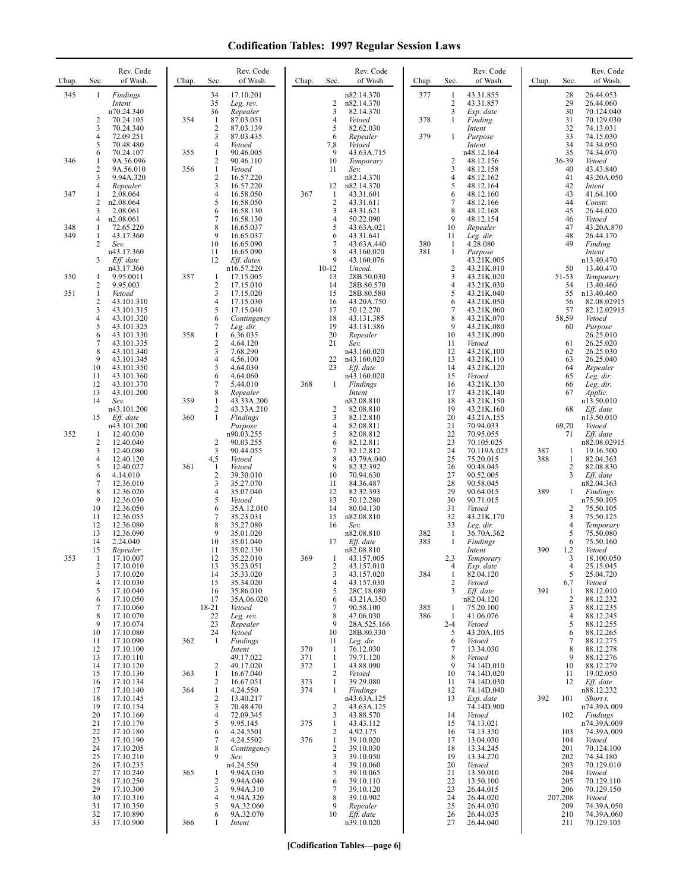# Codification Tables: 1997 Regular Session Laws

| Chap. | Sec. | Rev. Code of Wash. |
|---|---|---|
| 345 | 1 | *Findings* |
| | | *Intent* |
| | | n70.24.340 |
| | 2 | 70.24.105 |
| | 3 | 70.24.340 |
| | 4 | 72.09.251 |
| | 5 | 70.48.480 |
| | 6 | 70.24.107 |
| 346 | 1 | 9A.56.096 |
| | 2 | 9A.56.010 |
| | 3 | 9.94A.320 |
| | 4 | *Repealer* |
| 347 | 1 | 2.08.064 |
| | 2 | n2.08.064 |
| | 3 | 2.08.061 |
| | 4 | n2.08.061 |
| 348 | 1 | 72.65.220 |
| 349 | 1 | 43.17.360 |
| | 2 | *Sev.* |
| | | n43.17.360 |
| | 3 | *Eff. date* |
| | | n43.17.360 |
| 350 | 1 | 9.95.0011 |
| | 2 | 9.95.003 |
| 351 | 1 | *Vetoed* |
| | 2 | 43.101.310 |
| | 3 | 43.101.315 |
| | 4 | 43.101.320 |
| | 5 | 43.101.325 |
| | 6 | 43.101.330 |
| | 7 | 43.101.335 |
| | 8 | 43.101.340 |
| | 9 | 43.101.345 |
| | 10 | 43.101.350 |
| | 11 | 43.101.360 |
| | 12 | 43.101.370 |
| | 13 | 43.101.200 |
| | 14 | *Sev.* |
| | | n43.101.200 |
| | 15 | *Eff. date* |
| | | n43.101.200 |
| 352 | 1 | 12.40.030 |
| | 2 | 12.40.040 |
| | 3 | 12.40.080 |
| | 4 | 12.40.120 |
| | 5 | 12.40.027 |
| | 6 | 4.14.010 |
| | 7 | 12.36.010 |
| | 8 | 12.36.020 |
| | 9 | 12.36.030 |
| | 10 | 12.36.050 |
| | 11 | 12.36.055 |
| | 12 | 12.36.080 |
| | 13 | 12.36.090 |
| | 14 | 2.24.040 |
| | 15 | *Repealer* |
| 353 | 1 | 17.10.007 |
| | 2 | 17.10.010 |
| | 3 | 17.10.020 |
| | 4 | 17.10.030 |
| | 5 | 17.10.040 |
| | 6 | 17.10.050 |
| | 7 | 17.10.060 |
| | 8 | 17.10.070 |
| | 9 | 17.10.074 |
| | 10 | 17.10.080 |
| | 11 | 17.10.090 |
| | 12 | 17.10.100 |
| | 13 | 17.10.110 |
| | 14 | 17.10.120 |
| | 15 | 17.10.130 |
| | 16 | 17.10.134 |
| | 17 | 17.10.140 |
| | 18 | 17.10.145 |
| | 19 | 17.10.154 |
| | 20 | 17.10.160 |
| | 21 | 17.10.170 |
| | 22 | 17.10.180 |
| | 23 | 17.10.190 |
| | 24 | 17.10.205 |
| | 25 | 17.10.210 |
| | 26 | 17.10.235 |
| | 27 | 17.10.240 |
| | 28 | 17.10.250 |
| | 29 | 17.10.300 |
| | 30 | 17.10.310 |
| | 31 | 17.10.350 |
| | 32 | 17.10.890 |
| | 33 | 17.10.900 |
| | 34 | 17.10.201 |
| | 35 | *Leg. rev.* |
| | 36 | *Repealer* |
| 354 | 1 | 87.03.051 |
| | 2 | 87.03.139 |
| | 3 | 87.03.435 |
| | 4 | *Vetoed* |
| 355 | 1 | 90.46.005 |
| | 2 | 90.46.110 |
| 356 | 1 | *Vetoed* |
| | 2 | 16.57.220 |
| | 3 | 16.57.220 |
| | 4 | 16.58.050 |
| | 5 | 16.58.050 |
| | 6 | 16.58.130 |
| | 7 | 16.58.130 |
| | 8 | 16.65.037 |
| | 9 | 16.65.037 |
| | 10 | 16.65.090 |
| | 11 | 16.65.090 |
| | 12 | *Eff. dates* |
| | | n16.57.220 |
| 357 | 1 | 17.15.005 |
| | 2 | 17.15.010 |
| | 3 | 17.15.020 |
| | 4 | 17.15.030 |
| | 5 | 17.15.040 |
| | 6 | *Contingency* |
| | 7 | *Leg. dir.* |
| 358 | 1 | 6.36.035 |
| | 2 | 4.64.120 |
| | 3 | 7.68.290 |
| | 4 | 4.56.100 |
| | 5 | 4.64.030 |
| | 6 | 4.64.060 |
| | 7 | 5.44.010 |
| | 8 | *Repealer* |
| 359 | 1 | 43.33A.200 |
| | 2 | 43.33A.210 |
| 360 | 1 | *Findings* |
| | | *Purpose* |
| | | n90.03.255 |
| | 2 | 90.03.255 |
| | 3 | 90.44.055 |
| | 4,5 | *Vetoed* |
| 361 | 1 | *Vetoed* |
| | 2 | 39.30.010 |
| | 3 | 35.27.070 |
| | 4 | 35.07.040 |
| | 5 | *Vetoed* |
| | 6 | 35A.12.010 |
| | 7 | 35.23.031 |
| | 8 | 35.27.080 |
| | 9 | 35.01.020 |
| | 10 | 35.01.040 |
| | 11 | 35.02.130 |
| | 12 | 35.22.010 |
| | 13 | 35.23.051 |
| | 14 | 35.33.020 |
| | 15 | 35.34.020 |
| | 16 | 35.86.010 |
| | 17 | 35A.06.020 |
| | 18-21 | *Vetoed* |
| | 22 | *Leg. rev.* |
| | 23 | *Repealer* |
| | 24 | *Vetoed* |
| 362 | 1 | *Findings* |
| | | *Intent* |
| | | 49.17.022 |
| | 2 | 49.17.020 |
| 363 | 1 | 16.67.040 |
| | 2 | 16.67.051 |
| 364 | 1 | 4.24.550 |
| | 2 | 13.40.217 |
| | 3 | 70.48.470 |
| | 4 | 72.09.345 |
| | 5 | 9.95.145 |
| | 6 | 4.24.5501 |
| | 7 | 4.24.5502 |
| | 8 | *Contingency* |
| | 9 | *Sev.* |
| | | n4.24.550 |
| 365 | 1 | 9.94A.030 |
| | 2 | 9.94A.040 |
| | 3 | 9.94A.310 |
| | 4 | 9.94A.320 |
| | 5 | 9A.32.060 |
| | 6 | 9A.32.070 |
| 366 | 1 | *Intent* |
| | | n82.14.370 |
| | 2 | n82.14.370 |
| | 3 | 82.14.370 |
| | 4 | *Vetoed* |
| | 5 | 82.62.030 |
| | 6 | *Repealer* |
| | 7,8 | *Vetoed* |
| | 9 | 43.63A.715 |
| | 10 | *Temporary* |
| | 11 | *Sev.* |
| | | n82.14.370 |
| | 12 | n82.14.370 |
| 367 | 1 | 43.31.601 |
| | 2 | 43.31.611 |
| | 3 | 43.31.621 |
| | 4 | 50.22.090 |
| | 5 | 43.63A.021 |
| | 6 | 43.31.641 |
| | 7 | 43.63A.440 |
| | 8 | 43.160.020 |
| | 9 | 43.160.076 |
| | 10-12 | *Uncod.* |
| | 13 | 28B.50.030 |
| | 14 | 28B.80.570 |
| | 15 | 28B.80.580 |
| | 16 | 43.20A.750 |
| | 17 | 50.12.270 |
| | 18 | 43.131.385 |
| | 19 | 43.131.386 |
| | 20 | *Repealer* |
| | 21 | *Sev.* |
| | | n43.160.020 |
| | 22 | n43.160.020 |
| | 23 | *Eff. date* |
| | | n43.160.020 |
| 368 | 1 | *Findings* |
| | | *Intent* |
| | | n82.08.810 |
| | 2 | 82.08.810 |
| | 3 | 82.12.810 |
| | 4 | 82.08.811 |
| | 5 | 82.08.812 |
| | 6 | 82.12.811 |
| | 7 | 82.12.812 |
| | 8 | 43.79A.040 |
| | 9 | 82.32.392 |
| | 10 | 70.94.630 |
| | 11 | 84.36.487 |
| | 12 | 82.32.393 |
| | 13 | 50.12.280 |
| | 14 | 80.04.130 |
| | 15 | n82.08.810 |
| | 16 | *Sev.* |
| | | n82.08.810 |
| | 17 | *Eff. date* |
| | | n82.08.810 |
| 369 | 1 | 43.157.005 |
| | 2 | 43.157.010 |
| | 3 | 43.157.020 |
| | 4 | 43.157.030 |
| | 5 | 28C.18.080 |
| | 6 | 43.21A.350 |
| | 7 | 90.58.100 |
| | 8 | 47.06.030 |
| | 9 | 28A.525.166 |
| | 10 | 28B.80.330 |
| | 11 | *Leg. dir.* |
| 370 | 1 | 76.12.030 |
| 371 | 1 | 79.71.120 |
| 372 | 1 | 43.88.090 |
| | 2 | *Vetoed* |
| 373 | 1 | 39.29.080 |
| 374 | 1 | *Findings* |
| | | n43.63A.125 |
| | 2 | 43.63A.125 |
| | 3 | 43.88.570 |
| 375 | 1 | 43.43.112 |
| | 2 | 4.92.175 |
| 376 | 1 | 39.10.020 |
| | 2 | 39.10.030 |
| | 3 | 39.10.050 |
| | 4 | 39.10.060 |
| | 5 | 39.10.065 |
| | 6 | 39.10.110 |
| | 7 | 39.10.120 |
| | 8 | 39.10.902 |
| | 9 | *Repealer* |
| | 10 | *Eff. date* |
| | | n39.10.020 |
| 377 | 1 | 43.31.855 |
| | 2 | 43.31.857 |
| | 3 | *Exp. date* |
| 378 | 1 | *Finding* |
| | | *Intent* |
| 379 | 1 | *Purpose* |
| | | *Intent* |
| | | n48.12.164 |
| | 2 | 48.12.156 |
| | 3 | 48.12.158 |
| | 4 | 48.12.162 |
| | 5 | 48.12.164 |
| | 6 | 48.12.160 |
| | 7 | 48.12.166 |
| | 8 | 48.12.168 |
| | 9 | 48.12.154 |
| | 10 | *Repealer* |
| | 11 | *Leg. dir.* |
| 380 | 1 | 4.28.080 |
| 381 | 1 | *Purpose* |
| | | 43.21K.005 |
| | 2 | 43.21K.010 |
| | 3 | 43.21K.020 |
| | 4 | 43.21K.030 |
| | 5 | 43.21K.040 |
| | 6 | 43.21K.050 |
| | 7 | 43.21K.060 |
| | 8 | 43.21K.070 |
| | 9 | 43.21K.080 |
| | 10 | 43.21K.090 |
| | 11 | *Vetoed* |
| | 12 | 43.21K.100 |
| | 13 | 43.21K.110 |
| | 14 | 43.21K.120 |
| | 15 | *Vetoed* |
| | 16 | 43.21K.130 |
| | 17 | 43.21K.140 |
| | 18 | 43.21K.150 |
| | 19 | 43.21K.160 |
| | 20 | 43.21A.155 |
| | 21 | 70.94.033 |
| | 22 | 70.95.055 |
| | 23 | 70.105.025 |
| | 24 | 70.119A.025 |
| | 25 | 75.20.015 |
| | 26 | 90.48.045 |
| | 27 | 90.52.005 |
| | 28 | 90.58.045 |
| | 29 | 90.64.015 |
| | 30 | 90.71.015 |
| | 31 | *Vetoed* |
| | 32 | 43.21K.170 |
| | 33 | *Leg. dir.* |
| 382 | 1 | 36.70A.362 |
| 383 | 1 | *Findings* |
| | | *Intent* |
| | 2,3 | *Temporary* |
| | 4 | *Exp. date* |
| 384 | 1 | 82.04.120 |
| | 2 | *Vetoed* |
| | 3 | *Eff. date* |
| | | n82.04.120 |
| 385 | 1 | 75.20.100 |
| 386 | 1 | 41.06.076 |
| | 2-4 | *Vetoed* |
| | 5 | 43.20A.105 |
| | 6 | *Vetoed* |
| | 7 | 13.34.030 |
| | 8 | *Vetoed* |
| | 9 | 74.14D.010 |
| | 10 | 74.14D.020 |
| | 11 | 74.14D.030 |
| | 12 | 74.14D.040 |
| | 13 | *Exp. date* |
| | | 74.14D.900 |
| | 14 | *Vetoed* |
| | 15 | 74.13.021 |
| | 16 | 74.13.350 |
| | 17 | 13.04.030 |
| | 18 | 13.34.245 |
| | 19 | 13.34.270 |
| | 20 | *Vetoed* |
| | 21 | 13.50.010 |
| | 22 | 13.50.100 |
| | 23 | 26.44.015 |
| | 24 | 26.44.020 |
| | 25 | 26.44.030 |
| | 26 | 26.44.035 |
| | 27 | 26.44.040 |
| | 28 | 26.44.053 |
| | 29 | 26.44.060 |
| | 30 | 70.124.040 |
| | 31 | 70.129.030 |
| | 32 | 74.13.031 |
| | 33 | 74.15.030 |
| | 34 | 74.34.050 |
| | 35 | 74.34.070 |
| | 36-39 | *Vetoed* |
| | 40 | 43.43.840 |
| | 41 | 43.20A.050 |
| | 42 | *Intent* |
| | 43 | 41.64.100 |
| | 44 | *Constr.* |
| | 45 | 26.44.020 |
| | 46 | *Vetoed* |
| | 47 | 43.20A.870 |
| | 48 | 26.44.170 |
| | 49 | *Finding* |
| | | *Intent* |
| | | n13.40.470 |
| | 50 | 13.40.470 |
| | 51-53 | *Temporary* |
| | 54 | 13.40.460 |
| | 55 | n13.40.460 |
| | 56 | 82.08.02915 |
| | 57 | 82.12.02915 |
| | 58,59 | *Vetoed* |
| | 60 | *Purpose* |
| | | 26.25.010 |
| | 61 | 26.25.020 |
| | 62 | 26.25.030 |
| | 63 | 26.25.040 |
| | 64 | *Repealer* |
| | 65 | *Leg. dir.* |
| | 66 | *Leg. dir.* |
| | 67 | *Applic.* |
| | | n13.50.010 |
| | 68 | *Eff. date* |
| | | n13.50.010 |
| | 69,70 | *Vetoed* |
| | 71 | *Eff. date* |
| | | n82.08.02915 |
| 387 | 1 | 19.16.500 |
| 388 | 1 | 82.04.363 |
| | 2 | 82.08.830 |
| | 3 | *Eff. date* |
| | | n82.04.363 |
| 389 | 1 | *Findings* |
| | | n75.50.105 |
| | 2 | 75.50.105 |
| | 3 | 75.50.125 |
| | 4 | *Temporary* |
| | 5 | 75.50.080 |
| | 6 | 75.50.160 |
| 390 | 1,2 | *Vetoed* |
| | 3 | 18.100.050 |
| | 4 | 25.15.045 |
| | 5 | 25.04.720 |
| | 6,7 | *Vetoed* |
| 391 | 1 | 88.12.010 |
| | 2 | 88.12.232 |
| | 3 | 88.12.235 |
| | 4 | 88.12.245 |
| | 5 | 88.12.255 |
| | 6 | 88.12.265 |
| | 7 | 88.12.275 |
| | 8 | 88.12.278 |
| | 9 | 88.12.276 |
| | 10 | 88.12.279 |
| | 11 | 19.02.050 |
| | 12 | *Eff. date* |
| | | n88.12.232 |
| 392 | 101 | *Short t.* |
| | | n74.39A.009 |
| | 102 | *Findings* |
| | | n74.39A.009 |
| | 103 | 74.39A.009 |
| | 104 | *Vetoed* |
| | 201 | 70.124.100 |
| | 202 | 74.34.180 |
| | 203 | 70.129.010 |
| | 204 | *Vetoed* |
| | 205 | 70.129.110 |
| | 206 | 70.129.150 |
| | 207,208 | *Vetoed* |
| | 209 | 74.39A.050 |
| | 210 | 74.39A.060 |
| | 211 | 70.129.105 |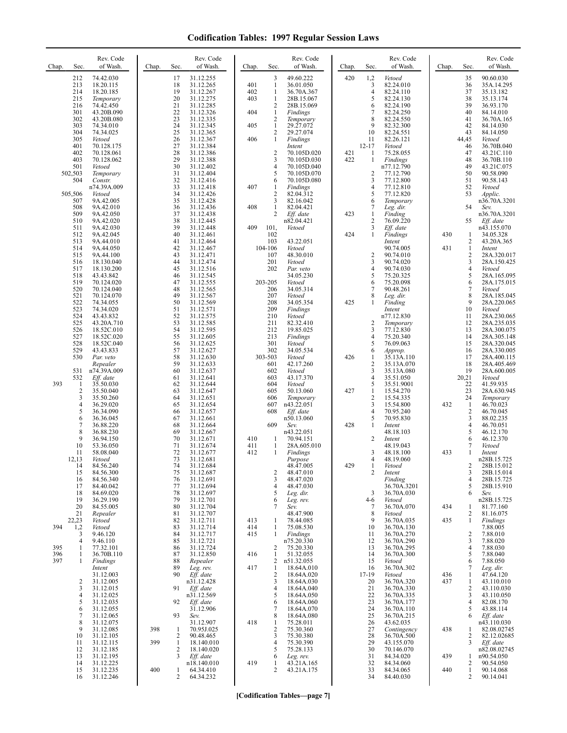# Codification Tables: 1997 Regular Session Laws

| Chap. | Sec. | Rev. Code of Wash. |
|---|---|---|
| | 212 | 74.42.030 |
| | 213 | 18.20.115 |
| | 214 | 18.20.185 |
| | 215 | *Temporary* |
| | 216 | 74.42.450 |
| | 301 | 43.20B.090 |
| | 302 | 43.20B.080 |
| | 303 | 74.34.010 |
| | 304 | 74.34.025 |
| | 305 | *Vetoed* |
| | 401 | 70.128.175 |
| | 402 | 70.128.061 |
| | 403 | 70.128.062 |
| | 501 | *Vetoed* |
| | 502,503 | *Temporary* |
| | 504 | *Constr.* n74.39A.009 |
| | 505,506 | *Vetoed* |
| | 507 | 9A.42.005 |
| | 508 | 9A.42.010 |
| | 509 | 9A.42.050 |
| | 510 | 9A.42.020 |
| | 511 | 9A.42.030 |
| | 512 | 9A.42.045 |
| | 513 | 9A.44.010 |
| | 514 | 9A.44.050 |
| | 515 | 9A.44.100 |
| | 516 | 18.130.040 |
| | 517 | 18.130.200 |
| | 518 | 43.43.842 |
| | 519 | 70.124.020 |
| | 520 | 70.124.040 |
| | 521 | 70.124.070 |
| | 522 | 74.34.055 |
| | 523 | 74.34.020 |
| | 524 | 43.43.832 |
| | 525 | 43.20A.710 |
| | 526 | 18.52C.010 |
| | 527 | 18.52C.020 |
| | 528 | 18.52C.040 |
| | 529 | 43.43.833 |
| | 530 | *Par. veto* *Repealer* |
| | 531 | n74.39A.009 |
| | 532 | *Eff. date* |
| 393 | 1 | 35.50.030 |
| | 2 | 35.50.040 |
| | 3 | 35.50.260 |
| | 4 | 36.29.020 |
| | 5 | 36.34.090 |
| | 6 | 36.36.045 |
| | 7 | 36.88.220 |
| | 8 | 36.88.230 |
| | 9 | 36.94.150 |
| | 10 | 53.36.050 |
| | 11 | 58.08.040 |
| | 12,13 | *Vetoed* |
| | 14 | 84.56.240 |
| | 15 | 84.56.300 |
| | 16 | 84.56.340 |
| | 17 | 84.40.042 |
| | 18 | 84.69.020 |
| | 19 | 36.29.190 |
| | 20 | 84.55.005 |
| | 21 | *Repealer* |
| | 22,23 | *Vetoed* |
| 394 | 1,2 | *Vetoed* |
| | 3 | 9.46.120 |
| | 4 | 9.46.110 |
| 395 | 1 | 77.32.101 |
| 396 | 1 | 36.70B.110 |
| 397 | 1 | *Findings* *Intent* 31.12.003 |
| | 2 | 31.12.005 |
| | 3 | 31.12.015 |
| | 4 | 31.12.025 |
| | 5 | 31.12.035 |
| | 6 | 31.12.055 |
| | 7 | 31.12.065 |
| | 8 | 31.12.075 |
| | 9 | 31.12.085 |
| | 10 | 31.12.105 |
| | 11 | 31.12.115 |
| | 12 | 31.12.185 |
| | 13 | 31.12.195 |
| | 14 | 31.12.225 |
| | 15 | 31.12.235 |
| | 16 | 31.12.246 |
| | 17 | 31.12.255 |
| | 18 | 31.12.265 |
| | 19 | 31.12.267 |
| | 20 | 31.12.275 |
| | 21 | 31.12.285 |
| | 22 | 31.12.326 |
| | 23 | 31.12.335 |
| | 24 | 31.12.345 |
| | 25 | 31.12.365 |
| | 26 | 31.12.367 |
| | 27 | 31.12.384 |
| | 28 | 31.12.386 |
| | 29 | 31.12.388 |
| | 30 | 31.12.402 |
| | 31 | 31.12.404 |
| | 32 | 31.12.416 |
| | 33 | 31.12.418 |
| | 34 | 31.12.426 |
| | 35 | 31.12.428 |
| | 36 | 31.12.436 |
| | 37 | 31.12.438 |
| | 38 | 31.12.445 |
| | 39 | 31.12.448 |
| | 40 | 31.12.461 |
| | 41 | 31.12.464 |
| | 42 | 31.12.467 |
| | 43 | 31.12.471 |
| | 44 | 31.12.474 |
| | 45 | 31.12.516 |
| | 46 | 31.12.545 |
| | 47 | 31.12.555 |
| | 48 | 31.12.565 |
| | 49 | 31.12.567 |
| | 50 | 31.12.569 |
| | 51 | 31.12.571 |
| | 52 | 31.12.575 |
| | 53 | 31.12.585 |
| | 54 | 31.12.595 |
| | 55 | 31.12.605 |
| | 56 | 31.12.625 |
| | 57 | 31.12.627 |
| | 58 | 31.12.630 |
| | 59 | 31.12.633 |
| | 60 | 31.12.637 |
| | 61 | 31.12.641 |
| | 62 | 31.12.644 |
| | 63 | 31.12.647 |
| | 64 | 31.12.651 |
| | 65 | 31.12.654 |
| | 66 | 31.12.657 |
| | 67 | 31.12.661 |
| | 68 | 31.12.664 |
| | 69 | 31.12.667 |
| | 70 | 31.12.671 |
| | 71 | 31.12.674 |
| | 72 | 31.12.677 |
| | 73 | 31.12.681 |
| | 74 | 31.12.684 |
| | 75 | 31.12.687 |
| | 76 | 31.12.691 |
| | 77 | 31.12.694 |
| | 78 | 31.12.697 |
| | 79 | 31.12.701 |
| | 80 | 31.12.704 |
| | 81 | 31.12.707 |
| | 82 | 31.12.711 |
| | 83 | 31.12.714 |
| | 84 | 31.12.717 |
| | 85 | 31.12.721 |
| | 86 | 31.12.724 |
| | 87 | 31.12.850 |
| | 88 | *Repealer* |
| | 89 | *Leg. rev.* |
| | 90 | *Eff. date* n31.12.428 |
| | 91 | *Eff. date* n31.12.569 |
| | 92 | *Eff. date* 31.12.906 |
| | 93 | *Sev.* 31.12.907 |
| 398 | 1 | 70.95J.025 |
| | 2 | 90.48.465 |
| 399 | 1 | 18.140.010 |
| | 2 | 18.140.020 |
| | 3 | *Eff. date* n18.140.010 |
| 400 | 1 | 64.34.410 |
| | 2 | 64.34.232 |
| | 3 | 49.60.222 |
| 401 | 1 | 36.01.050 |
| 402 | 1 | 36.70A.367 |
| 403 | 1 | 28B.15.067 |
| | 2 | 28B.15.069 |
| 404 | 1 | *Findings* |
| | 2 | *Temporary* |
| 405 | 1 | 29.27.072 |
| | 2 | 29.27.074 |
| 406 | 1 | *Findings* *Intent* |
| | 2 | 70.105D.020 |
| | 3 | 70.105D.030 |
| | 4 | 70.105D.040 |
| | 5 | 70.105D.070 |
| | 6 | 70.105D.080 |
| 407 | 1 | *Findings* |
| | 2 | 82.04.312 |
| | 3 | 82.16.042 |
| 408 | 1 | 82.04.421 |
| | 2 | *Eff. date* n82.04.421 |
| 409 | 101, 102 | *Vetoed* |
| | 103 | 43.22.051 |
| | 104-106 | *Vetoed* |
| | 107 | 48.30.010 |
| | 201 | *Vetoed* |
| | 202 | *Par. veto* 34.05.230 |
| | 203-205 | *Vetoed* |
| | 206 | 34.05.314 |
| | 207 | *Vetoed* |
| | 208 | 34.05.354 |
| | 209 | *Findings* |
| | 210 | *Vetoed* |
| | 211 | 82.32.410 |
| | 212 | 19.85.025 |
| | 213 | *Findings* |
| | 301 | *Vetoed* |
| | 302 | 34.05.534 |
| | 303-503 | *Vetoed* |
| | 601 | 42.17.260 |
| | 602 | *Vetoed* |
| | 603 | 43.17.370 |
| | 604 | *Vetoed* |
| | 605 | 50.13.060 |
| | 606 | *Temporary* |
| | 607 | n43.22.051 |
| | 608 | *Eff. date* n50.13.060 |
| | 609 | *Sev.* n43.22.051 |
| 410 | 1 | 70.94.151 |
| 411 | 1 | 28A.605.010 |
| 412 | 1 | *Findings* *Purpose* 48.47.005 |
| | 2 | 48.47.010 |
| | 3 | 48.47.020 |
| | 4 | 48.47.030 |
| | 5 | *Leg. dir.* |
| | 6 | *Leg. rev.* |
| | 7 | *Sev.* 48.47.900 |
| 413 | 1 | 78.44.085 |
| 414 | 1 | 75.08.530 |
| 415 | 1 | *Findings* n75.20.330 |
| | 2 | 75.20.330 |
| 416 | 1 | 51.32.055 |
| | 2 | n51.32.055 |
| 417 | 1 | 18.64A.010 |
| | 2 | 18.64A.020 |
| | 3 | 18.64A.030 |
| | 4 | 18.64A.040 |
| | 5 | 18.64A.050 |
| | 6 | 18.64A.060 |
| | 7 | 18.64A.070 |
| | 8 | 18.64A.080 |
| 418 | 1 | 75.28.011 |
| | 2 | 75.30.360 |
| | 3 | 75.30.380 |
| | 4 | 75.30.390 |
| | 5 | 75.28.133 |
| | 6 | *Leg. rev.* |
| 419 | 1 | 43.21A.165 |
| | 2 | 43.21A.175 |
| 420 | 1,2 | *Vetoed* |
| | 3 | 82.24.010 |
| | 4 | 82.24.110 |
| | 5 | 82.24.130 |
| | 6 | 82.24.190 |
| | 7 | 82.24.250 |
| | 8 | 82.24.550 |
| | 9 | 82.32.300 |
| | 10 | 82.24.551 |
| | 11 | 82.26.121 |
| | 12-17 | *Vetoed* |
| 421 | 1 | 75.28.055 |
| 422 | 1 | *Findings* n77.12.790 |
| | 2 | 77.12.790 |
| | 3 | 77.12.800 |
| | 4 | 77.12.810 |
| | 5 | 77.12.820 |
| | 6 | *Temporary* |
| | 7 | *Leg. dir.* |
| 423 | 1 | *Finding* |
| | 2 | 76.09.220 |
| | 3 | *Eff. date* |
| 424 | 1 | *Findings* *Intent* 90.74.005 |
| | 2 | 90.74.010 |
| | 3 | 90.74.020 |
| | 4 | 90.74.030 |
| | 5 | 75.20.325 |
| | 6 | 75.20.098 |
| | 7 | 90.48.261 |
| | 8 | *Leg. dir.* |
| 425 | 1 | *Finding* *Intent* n77.12.830 |
| | 2 | *Temporary* |
| | 3 | 77.12.830 |
| | 4 | 75.20.340 |
| | 5 | 76.09.063 |
| | 6 | *Approp.* |
| 426 | 1 | 35.13A.110 |
| | 2 | 35.13A.070 |
| | 3 | 35.13A.080 |
| | 4 | 35.51.050 |
| | 5 | 35.51.9001 |
| 427 | 1 | 15.54.270 |
| | 2 | 15.54.335 |
| | 3 | 15.54.800 |
| | 4 | 70.95.240 |
| | 5 | 70.95.830 |
| 428 | 1 | *Intent* 48.18.103 |
| | 2 | *Intent* 48.19.043 |
| | 3 | 48.18.100 |
| | 4 | 48.19.060 |
| 429 | 1 | *Vetoed* |
| | 2 | *Intent* *Finding* 36.70A.3201 |
| | 3 | 36.70A.030 |
| | 4-6 | *Vetoed* |
| | 7 | 36.70A.070 |
| | 8 | *Vetoed* |
| | 9 | 36.70A.035 |
| | 10 | 36.70A.130 |
| | 11 | 36.70A.270 |
| | 12 | 36.70A.290 |
| | 13 | 36.70A.295 |
| | 14 | 36.70A.300 |
| | 15 | *Vetoed* |
| | 16 | 36.70A.302 |
| | 17-19 | *Vetoed* |
| | 20 | 36.70A.320 |
| | 21 | 36.70A.330 |
| | 22 | 36.70A.335 |
| | 23 | 36.70A.177 |
| | 24 | 36.70A.110 |
| | 25 | 36.70A.215 |
| | 26 | 43.62.035 |
| | 27 | *Contingency* |
| | 28 | 36.70A.500 |
| | 29 | 43.155.070 |
| | 30 | 70.146.070 |
| | 31 | 84.34.020 |
| | 32 | 84.34.060 |
| | 33 | 84.34.065 |
| | 34 | 84.40.030 |
| | 35 | 90.60.030 |
| | 36 | 35A.14.295 |
| | 37 | 35.13.182 |
| | 38 | 35.13.174 |
| | 39 | 36.93.170 |
| | 40 | 84.14.010 |
| | 41 | 36.70A.165 |
| | 42 | 84.14.030 |
| | 43 | 84.14.050 |
| | 44,45 | *Vetoed* |
| | 46 | 36.70B.040 |
| | 47 | 43.21C.110 |
| | 48 | 36.70B.110 |
| | 49 | 43.21C.075 |
| | 50 | 90.58.090 |
| | 51 | 90.58.143 |
| | 52 | *Vetoed* |
| | 53 | *Applic.* n36.70A.3201 |
| | 54 | *Sev.* n36.70A.3201 |
| | 55 | *Eff. date* n43.155.070 |
| 430 | 1 | 34.05.328 |
| | 2 | 43.20A.365 |
| 431 | 1 | *Intent* |
| | 2 | 28A.320.017 |
| | 3 | 28A.150.425 |
| | 4 | *Vetoed* |
| | 5 | 28A.165.095 |
| | 6 | 28A.175.015 |
| | 7 | *Vetoed* |
| | 8 | 28A.185.045 |
| | 9 | 28A.220.065 |
| | 10 | *Vetoed* |
| | 11 | 28A.230.065 |
| | 12 | 28A.235.035 |
| | 13 | 28A.300.075 |
| | 14 | 28A.305.148 |
| | 15 | 28A.320.045 |
| | 16 | 28A.330.005 |
| | 17 | 28A.400.115 |
| | 18 | 28A.405.469 |
| | 19 | 28A.600.005 |
| | 20,21 | *Vetoed* |
| | 22 | 41.59.935 |
| | 23 | 28A.630.945 |
| | 24 | *Temporary* |
| 432 | 1 | 46.70.023 |
| | 2 | 46.70.045 |
| | 3 | 88.02.235 |
| | 4 | 46.70.051 |
| | 5 | 46.12.170 |
| | 6 | 46.12.370 |
| | 7 | *Vetoed* |
| 433 | 1 | *Intent* n28B.15.725 |
| | 2 | 28B.15.012 |
| | 3 | 28B.15.014 |
| | 4 | 28B.15.725 |
| | 5 | 28B.15.910 |
| | 6 | *Sev.* n28B.15.725 |
| 434 | 1 | 81.77.160 |
| | 2 | 81.16.075 |
| 435 | 1 | *Findings* 7.88.005 |
| | 2 | 7.88.010 |
| | 3 | 7.88.020 |
| | 4 | 7.88.030 |
| | 5 | 7.88.040 |
| | 6 | 7.88.050 |
| | 7 | *Leg. dir.* |
| 436 | 1 | 47.64.120 |
| 437 | 1 | 43.110.010 |
| | 2 | 43.110.030 |
| | 3 | 43.110.050 |
| | 4 | 82.08.170 |
| | 5 | 43.88.114 |
| | 6 | *Eff. date* n43.110.030 |
| 438 | 1 | 82.08.02745 |
| | 2 | 82.12.02685 |
| | 3 | *Eff. date* n82.08.02745 |
| 439 | 1 | n90.54.050 |
| | 2 | 90.54.050 |
| 440 | 1 | 90.14.068 |
| | 2 | 90.14.041 |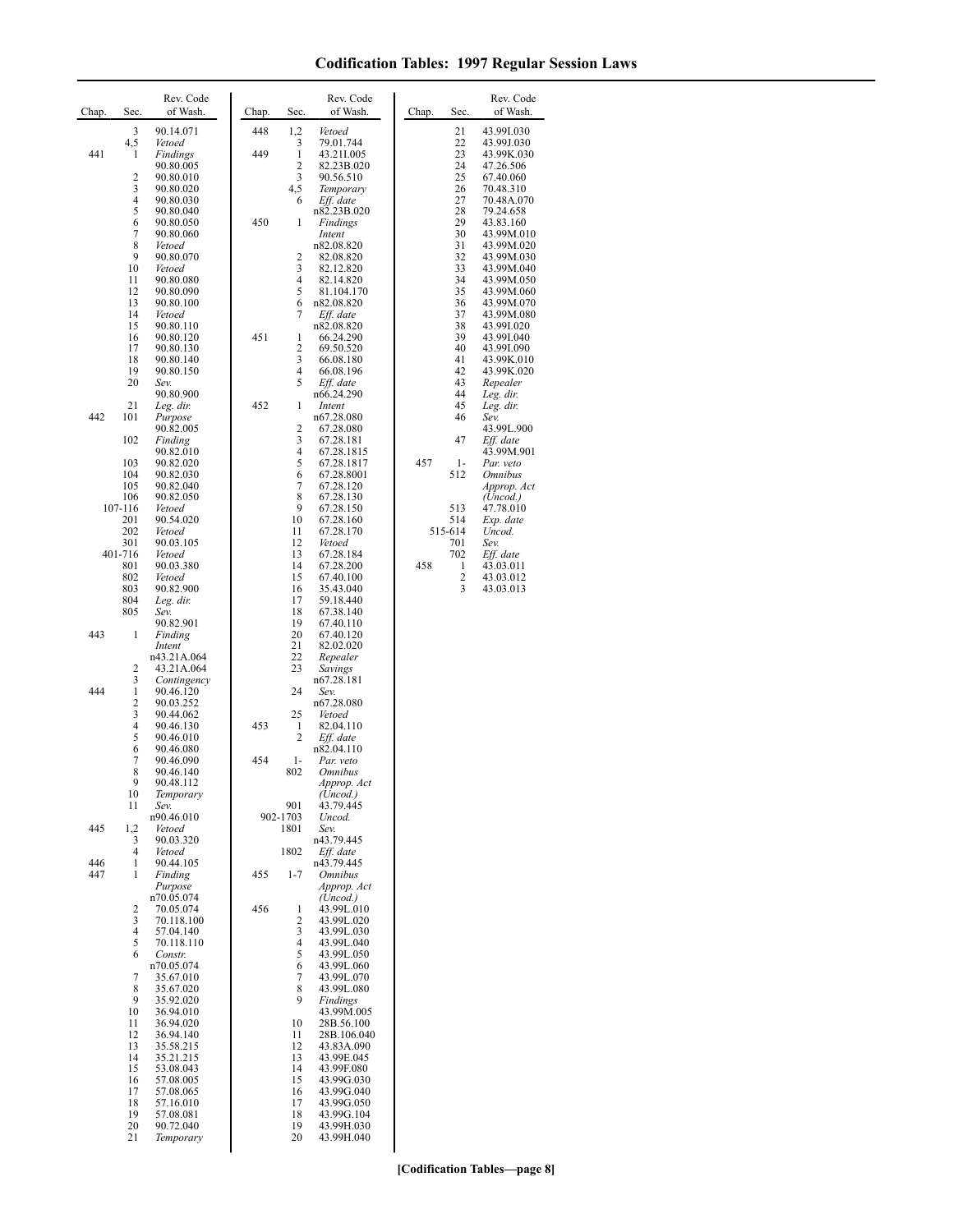## Codification Tables: 1997 Regular Session Laws

| Chap. | Sec. | Rev. Code of Wash. |
|---|---|---|
| | 3 | 90.14.071 |
| | 4,5 | *Vetoed* |
| 441 | 1 | *Findings* 90.80.005 |
| | 2 | 90.80.010 |
| | 3 | 90.80.020 |
| | 4 | 90.80.030 |
| | 5 | 90.80.040 |
| | 6 | 90.80.050 |
| | 7 | 90.80.060 |
| | 8 | *Vetoed* |
| | 9 | 90.80.070 |
| | 10 | *Vetoed* |
| | 11 | 90.80.080 |
| | 12 | 90.80.090 |
| | 13 | 90.80.100 |
| | 14 | *Vetoed* |
| | 15 | 90.80.110 |
| | 16 | 90.80.120 |
| | 17 | 90.80.130 |
| | 18 | 90.80.140 |
| | 19 | 90.80.150 |
| | 20 | *Sev.* 90.80.900 |
| | 21 | *Leg. dir.* |
| 442 | 101 | *Purpose* 90.82.005 |
| | 102 | *Finding* 90.82.010 |
| | 103 | 90.82.020 |
| | 104 | 90.82.030 |
| | 105 | 90.82.040 |
| | 106 | 90.82.050 |
| | 107-116 | *Vetoed* |
| | 201 | 90.54.020 |
| | 202 | *Vetoed* |
| | 301 | 90.03.105 |
| | 401-716 | *Vetoed* |
| | 801 | 90.03.380 |
| | 802 | *Vetoed* |
| | 803 | 90.82.900 |
| | 804 | *Leg. dir.* |
| | 805 | *Sev.* 90.82.901 |
| 443 | 1 | *Finding Intent* n43.21A.064 |
| | 2 | 43.21A.064 |
| | 3 | *Contingency* |
| 444 | 1 | 90.46.120 |
| | 2 | 90.03.252 |
| | 3 | 90.44.062 |
| | 4 | 90.46.130 |
| | 5 | 90.46.010 |
| | 6 | 90.46.080 |
| | 7 | 90.46.090 |
| | 8 | 90.46.140 |
| | 9 | 90.48.112 |
| | 10 | *Temporary* |
| | 11 | *Sev.* n90.46.010 |
| 445 | 1,2 | *Vetoed* |
| | 3 | 90.03.320 |
| | 4 | *Vetoed* |
| 446 | 1 | 90.44.105 |
| 447 | 1 | *Finding Purpose* n70.05.074 |
| | 2 | 70.05.074 |
| | 3 | 70.118.100 |
| | 4 | 57.04.140 |
| | 5 | 70.118.110 |
| | 6 | *Constr.* n70.05.074 |
| | 7 | 35.67.010 |
| | 8 | 35.67.020 |
| | 9 | 35.92.020 |
| | 10 | 36.94.010 |
| | 11 | 36.94.020 |
| | 12 | 36.94.140 |
| | 13 | 35.58.215 |
| | 14 | 35.21.215 |
| | 15 | 53.08.043 |
| | 16 | 57.08.005 |
| | 17 | 57.08.065 |
| | 18 | 57.16.010 |
| | 19 | 57.08.081 |
| | 20 | 90.72.040 |
| | 21 | *Temporary* |
| 448 | 1,2 | *Vetoed* |
| | 3 | 79.01.744 |
| 449 | 1 | 43.21I.005 |
| | 2 | 82.23B.020 |
| | 3 | 90.56.510 |
| | 4,5 | *Temporary* |
| | 6 | *Eff. date* n82.23B.020 |
| 450 | 1 | *Findings Intent* n82.08.820 |
| | 2 | 82.08.820 |
| | 3 | 82.12.820 |
| | 4 | 82.14.820 |
| | 5 | 81.104.170 |
| | 6 | n82.08.820 |
| | 7 | *Eff. date* n82.08.820 |
| 451 | 1 | 66.24.290 |
| | 2 | 69.50.520 |
| | 3 | 66.08.180 |
| | 4 | 66.08.196 |
| | 5 | *Eff. date* n66.24.290 |
| 452 | 1 | *Intent* n67.28.080 |
| | 2 | 67.28.080 |
| | 3 | 67.28.181 |
| | 4 | 67.28.1815 |
| | 5 | 67.28.1817 |
| | 6 | 67.28.8001 |
| | 7 | 67.28.120 |
| | 8 | 67.28.130 |
| | 9 | 67.28.150 |
| | 10 | 67.28.160 |
| | 11 | 67.28.170 |
| | 12 | *Vetoed* |
| | 13 | 67.28.184 |
| | 14 | 67.28.200 |
| | 15 | 67.40.100 |
| | 16 | 35.43.040 |
| | 17 | 59.18.440 |
| | 18 | 67.38.140 |
| | 19 | 67.40.110 |
| | 20 | 67.40.120 |
| | 21 | 82.02.020 |
| | 22 | *Repealer* |
| | 23 | *Savings* n67.28.181 |
| | 24 | *Sev.* n67.28.080 |
| | 25 | *Vetoed* |
| 453 | 1 | 82.04.110 |
| | 2 | *Eff. date* n82.04.110 |
| 454 | 1-802 | *Par. veto Omnibus Approp. Act (Uncod.)* |
| | 901 | 43.79.445 |
| | 902-1703 | *Uncod.* |
| | 1801 | *Sev.* n43.79.445 |
| | 1802 | *Eff. date* n43.79.445 |
| 455 | 1-7 | *Omnibus Approp. Act (Uncod.)* |
| 456 | 1 | 43.99L.010 |
| | 2 | 43.99L.020 |
| | 3 | 43.99L.030 |
| | 4 | 43.99L.040 |
| | 5 | 43.99L.050 |
| | 6 | 43.99L.060 |
| | 7 | 43.99L.070 |
| | 8 | 43.99L.080 |
| | 9 | *Findings* 43.99M.005 |
| | 10 | 28B.56.100 |
| | 11 | 28B.106.040 |
| | 12 | 43.83A.090 |
| | 13 | 43.99E.045 |
| | 14 | 43.99F.080 |
| | 15 | 43.99G.030 |
| | 16 | 43.99G.040 |
| | 17 | 43.99G.050 |
| | 18 | 43.99G.104 |
| | 19 | 43.99H.030 |
| | 20 | 43.99H.040 |
| | 21 | 43.99I.030 |
| | 22 | 43.99J.030 |
| | 23 | 43.99K.030 |
| | 24 | 47.26.506 |
| | 25 | 67.40.060 |
| | 26 | 70.48.310 |
| | 27 | 70.48A.070 |
| | 28 | 79.24.658 |
| | 29 | 43.83.160 |
| | 30 | 43.99M.010 |
| | 31 | 43.99M.020 |
| | 32 | 43.99M.030 |
| | 33 | 43.99M.040 |
| | 34 | 43.99M.050 |
| | 35 | 43.99M.060 |
| | 36 | 43.99M.070 |
| | 37 | 43.99M.080 |
| | 38 | 43.99I.020 |
| | 39 | 43.99I.040 |
| | 40 | 43.99I.090 |
| | 41 | 43.99K.010 |
| | 42 | 43.99K.020 |
| | 43 | *Repealer* |
| | 44 | *Leg. dir.* |
| | 45 | *Leg. dir.* |
| | 46 | *Sev.* 43.99L.900 |
| | 47 | *Eff. date* 43.99M.901 |
| 457 | 1-512 | *Par. veto Omnibus Approp. Act (Uncod.)* |
| | 513 | 47.78.010 |
| | 514 | *Exp. date* |
| | 515-614 | *Uncod.* |
| | 701 | *Sev.* |
| | 702 | *Eff. date* |
| 458 | 1 | 43.03.011 |
| | 2 | 43.03.012 |
| | 3 | 43.03.013 |